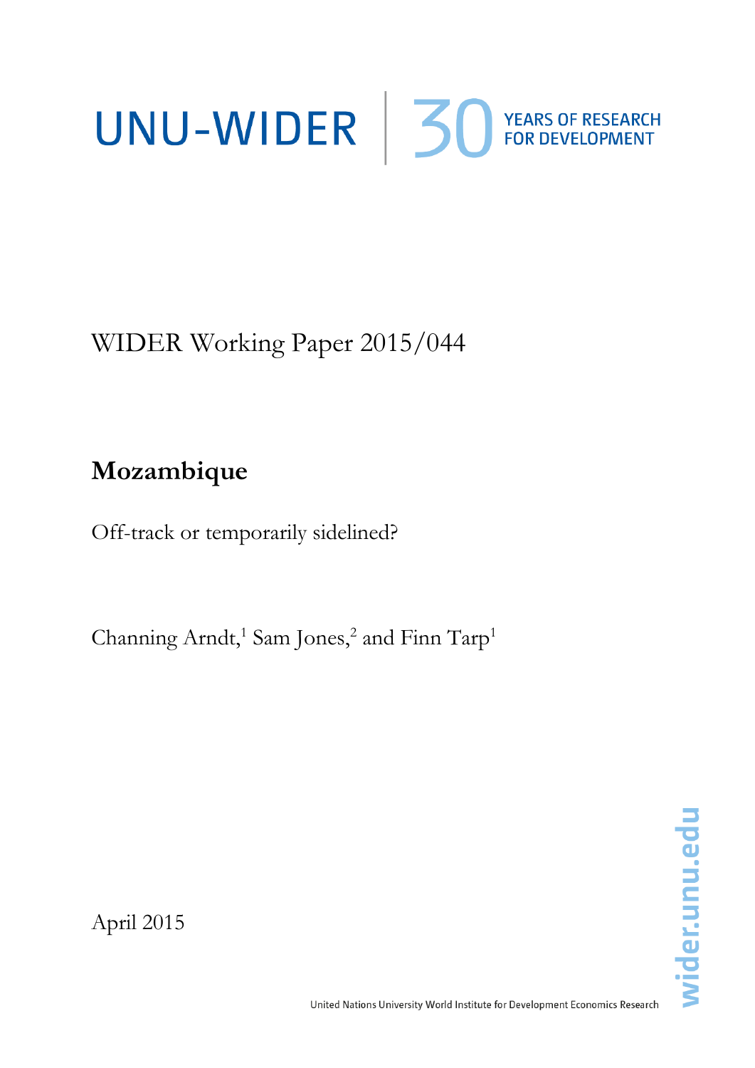UNU-WIDER | 30 YEARS OF RESEARCH FOR DEVELOPMENT

WIDER Working Paper 2015/044

# Mozambique

Off-track or temporarily sidelined?

Channing Arndt,[1] Sam Jones,[2] and Finn Tarp[1]

April 2015

wider.unu.edu

United Nations University World Institute for Development Economics Research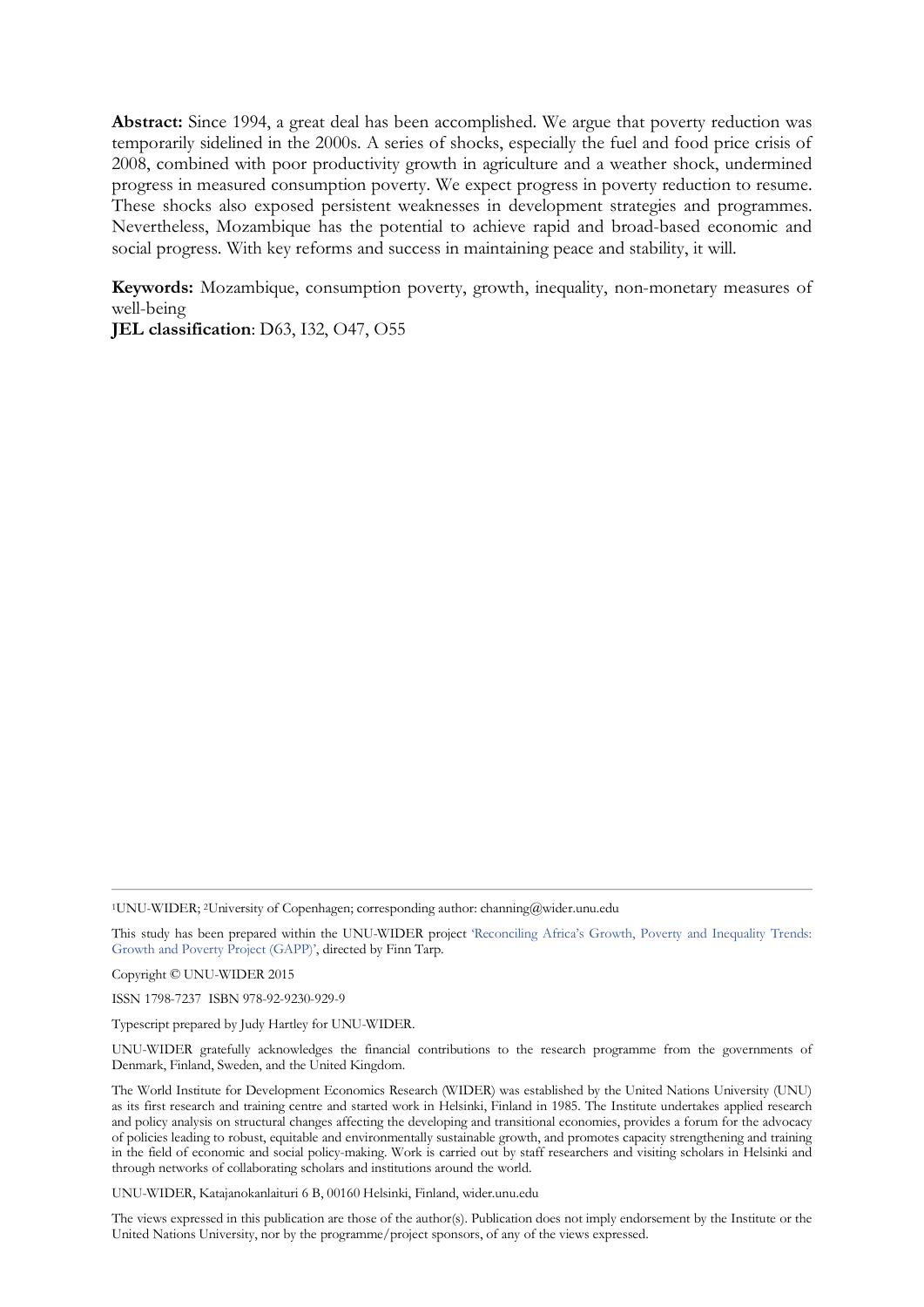**Abstract:** Since 1994, a great deal has been accomplished. We argue that poverty reduction was temporarily sidelined in the 2000s. A series of shocks, especially the fuel and food price crisis of 2008, combined with poor productivity growth in agriculture and a weather shock, undermined progress in measured consumption poverty. We expect progress in poverty reduction to resume. These shocks also exposed persistent weaknesses in development strategies and programmes. Nevertheless, Mozambique has the potential to achieve rapid and broad-based economic and social progress. With key reforms and success in maintaining peace and stability, it will.

**Keywords:** Mozambique, consumption poverty, growth, inequality, non-monetary measures of well-being

**JEL classification**: D63, I32, O47, O55

---

[1]UNU-WIDER; [2]University of Copenhagen; corresponding author: channing@wider.unu.edu

This study has been prepared within the UNU-WIDER project 'Reconciling Africa's Growth, Poverty and Inequality Trends: Growth and Poverty Project (GAPP)', directed by Finn Tarp.

Copyright © UNU-WIDER 2015

ISSN 1798-7237 ISBN 978-92-9230-929-9

Typescript prepared by Judy Hartley for UNU-WIDER.

UNU-WIDER gratefully acknowledges the financial contributions to the research programme from the governments of Denmark, Finland, Sweden, and the United Kingdom.

The World Institute for Development Economics Research (WIDER) was established by the United Nations University (UNU) as its first research and training centre and started work in Helsinki, Finland in 1985. The Institute undertakes applied research and policy analysis on structural changes affecting the developing and transitional economies, provides a forum for the advocacy of policies leading to robust, equitable and environmentally sustainable growth, and promotes capacity strengthening and training in the field of economic and social policy-making. Work is carried out by staff researchers and visiting scholars in Helsinki and through networks of collaborating scholars and institutions around the world.

UNU-WIDER, Katajanokanlaituri 6 B, 00160 Helsinki, Finland, wider.unu.edu

The views expressed in this publication are those of the author(s). Publication does not imply endorsement by the Institute or the United Nations University, nor by the programme/project sponsors, of any of the views expressed.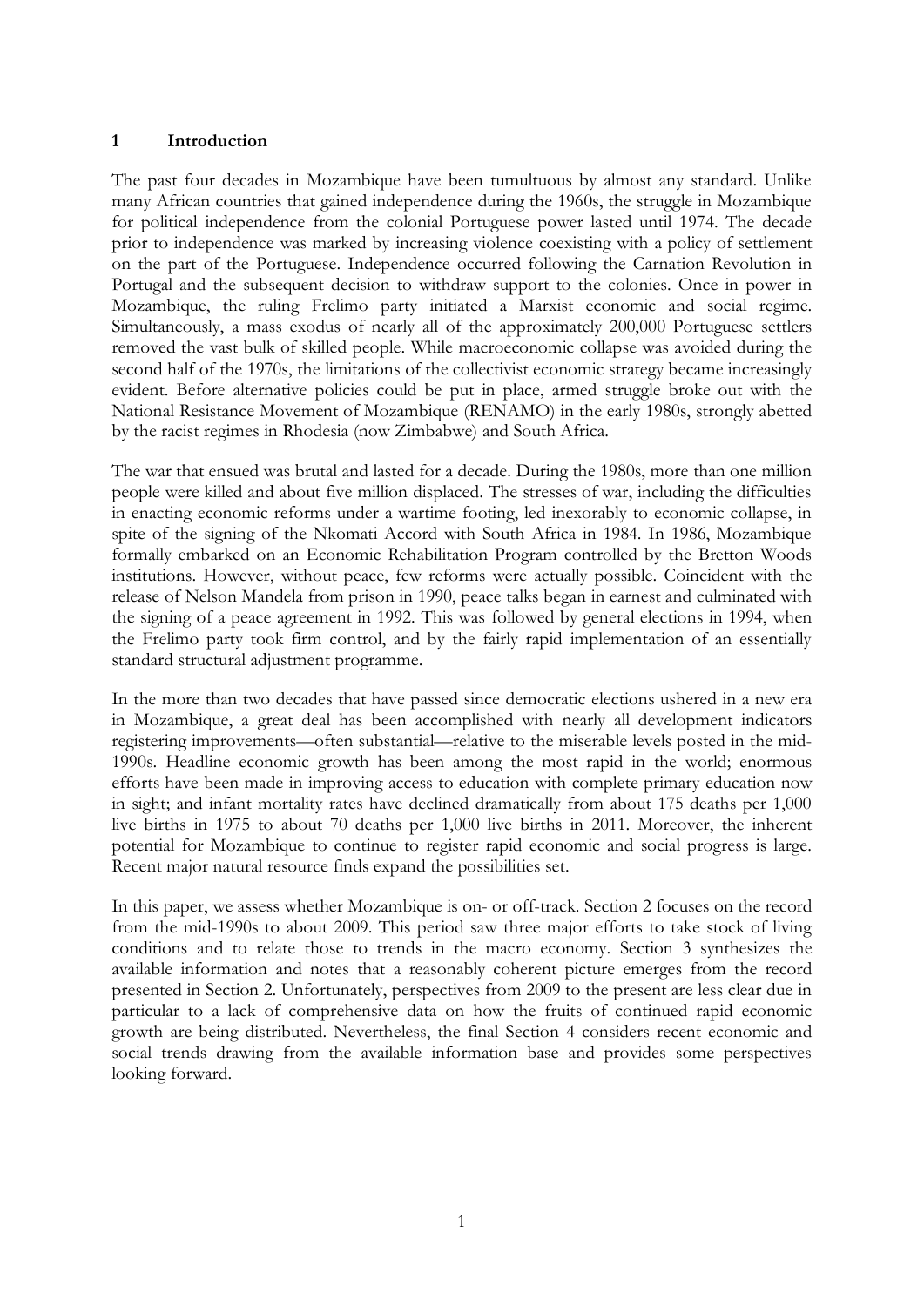# 1 Introduction

The past four decades in Mozambique have been tumultuous by almost any standard. Unlike many African countries that gained independence during the 1960s, the struggle in Mozambique for political independence from the colonial Portuguese power lasted until 1974. The decade prior to independence was marked by increasing violence coexisting with a policy of settlement on the part of the Portuguese. Independence occurred following the Carnation Revolution in Portugal and the subsequent decision to withdraw support to the colonies. Once in power in Mozambique, the ruling Frelimo party initiated a Marxist economic and social regime. Simultaneously, a mass exodus of nearly all of the approximately 200,000 Portuguese settlers removed the vast bulk of skilled people. While macroeconomic collapse was avoided during the second half of the 1970s, the limitations of the collectivist economic strategy became increasingly evident. Before alternative policies could be put in place, armed struggle broke out with the National Resistance Movement of Mozambique (RENAMO) in the early 1980s, strongly abetted by the racist regimes in Rhodesia (now Zimbabwe) and South Africa.

The war that ensued was brutal and lasted for a decade. During the 1980s, more than one million people were killed and about five million displaced. The stresses of war, including the difficulties in enacting economic reforms under a wartime footing, led inexorably to economic collapse, in spite of the signing of the Nkomati Accord with South Africa in 1984. In 1986, Mozambique formally embarked on an Economic Rehabilitation Program controlled by the Bretton Woods institutions. However, without peace, few reforms were actually possible. Coincident with the release of Nelson Mandela from prison in 1990, peace talks began in earnest and culminated with the signing of a peace agreement in 1992. This was followed by general elections in 1994, when the Frelimo party took firm control, and by the fairly rapid implementation of an essentially standard structural adjustment programme.

In the more than two decades that have passed since democratic elections ushered in a new era in Mozambique, a great deal has been accomplished with nearly all development indicators registering improvements—often substantial—relative to the miserable levels posted in the mid-1990s. Headline economic growth has been among the most rapid in the world; enormous efforts have been made in improving access to education with complete primary education now in sight; and infant mortality rates have declined dramatically from about 175 deaths per 1,000 live births in 1975 to about 70 deaths per 1,000 live births in 2011. Moreover, the inherent potential for Mozambique to continue to register rapid economic and social progress is large. Recent major natural resource finds expand the possibilities set.

In this paper, we assess whether Mozambique is on- or off-track. Section 2 focuses on the record from the mid-1990s to about 2009. This period saw three major efforts to take stock of living conditions and to relate those to trends in the macro economy. Section 3 synthesizes the available information and notes that a reasonably coherent picture emerges from the record presented in Section 2. Unfortunately, perspectives from 2009 to the present are less clear due in particular to a lack of comprehensive data on how the fruits of continued rapid economic growth are being distributed. Nevertheless, the final Section 4 considers recent economic and social trends drawing from the available information base and provides some perspectives looking forward.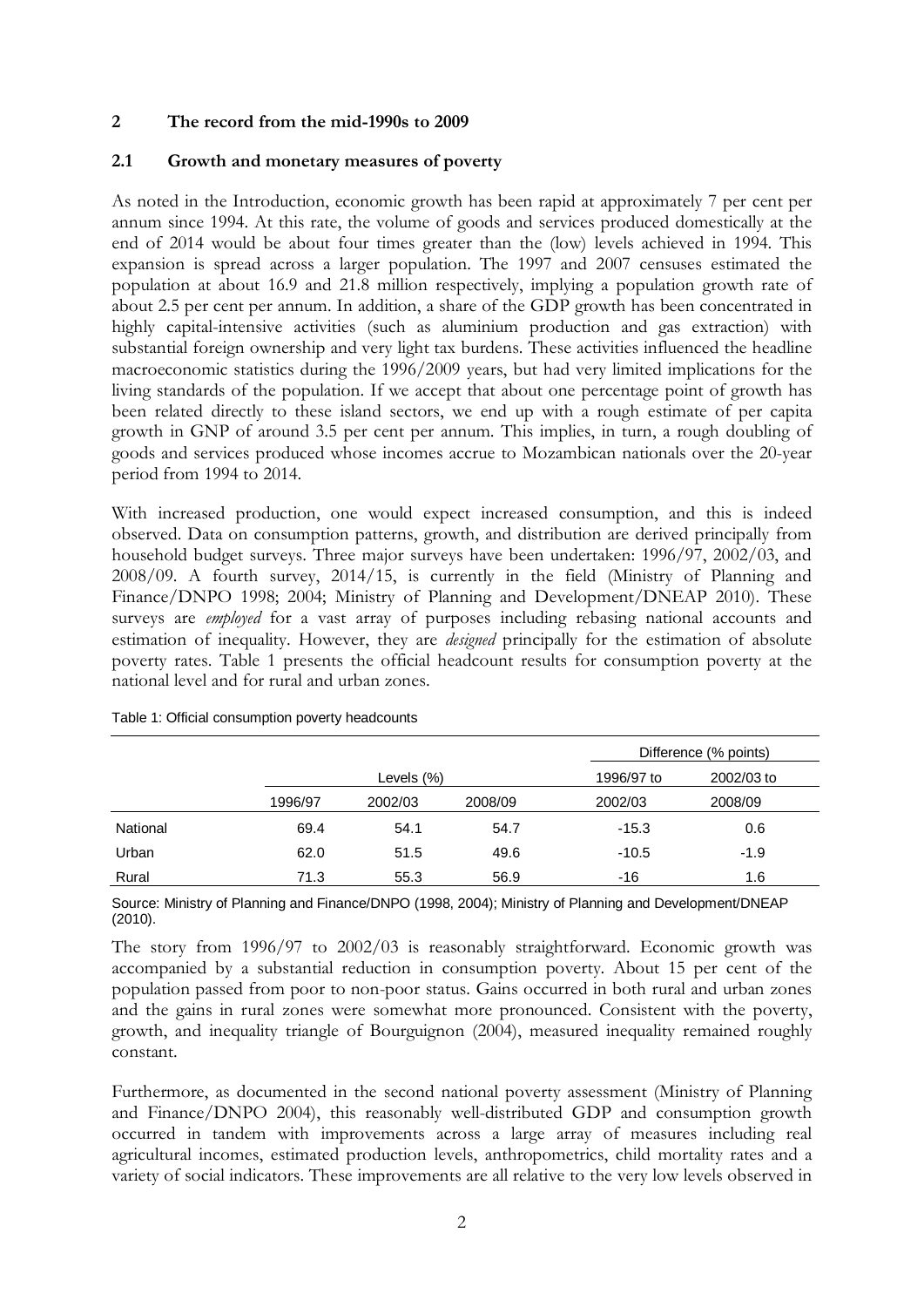## 2 The record from the mid-1990s to 2009

### 2.1 Growth and monetary measures of poverty

As noted in the Introduction, economic growth has been rapid at approximately 7 per cent per annum since 1994. At this rate, the volume of goods and services produced domestically at the end of 2014 would be about four times greater than the (low) levels achieved in 1994. This expansion is spread across a larger population. The 1997 and 2007 censuses estimated the population at about 16.9 and 21.8 million respectively, implying a population growth rate of about 2.5 per cent per annum. In addition, a share of the GDP growth has been concentrated in highly capital-intensive activities (such as aluminium production and gas extraction) with substantial foreign ownership and very light tax burdens. These activities influenced the headline macroeconomic statistics during the 1996/2009 years, but had very limited implications for the living standards of the population. If we accept that about one percentage point of growth has been related directly to these island sectors, we end up with a rough estimate of per capita growth in GNP of around 3.5 per cent per annum. This implies, in turn, a rough doubling of goods and services produced whose incomes accrue to Mozambican nationals over the 20-year period from 1994 to 2014.

With increased production, one would expect increased consumption, and this is indeed observed. Data on consumption patterns, growth, and distribution are derived principally from household budget surveys. Three major surveys have been undertaken: 1996/97, 2002/03, and 2008/09. A fourth survey, 2014/15, is currently in the field (Ministry of Planning and Finance/DNPO 1998; 2004; Ministry of Planning and Development/DNEAP 2010). These surveys are *employed* for a vast array of purposes including rebasing national accounts and estimation of inequality. However, they are *designed* principally for the estimation of absolute poverty rates. Table 1 presents the official headcount results for consumption poverty at the national level and for rural and urban zones.

Table 1: Official consumption poverty headcounts

| | Levels (%) | | | Difference (% points) | |
|---|---|---|---|---|---|
| | 1996/97 | 2002/03 | 2008/09 | 1996/97 to 2002/03 | 2002/03 to 2008/09 |
| National | 69.4 | 54.1 | 54.7 | -15.3 | 0.6 |
| Urban | 62.0 | 51.5 | 49.6 | -10.5 | -1.9 |
| Rural | 71.3 | 55.3 | 56.9 | -16 | 1.6 |

Source: Ministry of Planning and Finance/DNPO (1998, 2004); Ministry of Planning and Development/DNEAP (2010).

The story from 1996/97 to 2002/03 is reasonably straightforward. Economic growth was accompanied by a substantial reduction in consumption poverty. About 15 per cent of the population passed from poor to non-poor status. Gains occurred in both rural and urban zones and the gains in rural zones were somewhat more pronounced. Consistent with the poverty, growth, and inequality triangle of Bourguignon (2004), measured inequality remained roughly constant.

Furthermore, as documented in the second national poverty assessment (Ministry of Planning and Finance/DNPO 2004), this reasonably well-distributed GDP and consumption growth occurred in tandem with improvements across a large array of measures including real agricultural incomes, estimated production levels, anthropometrics, child mortality rates and a variety of social indicators. These improvements are all relative to the very low levels observed in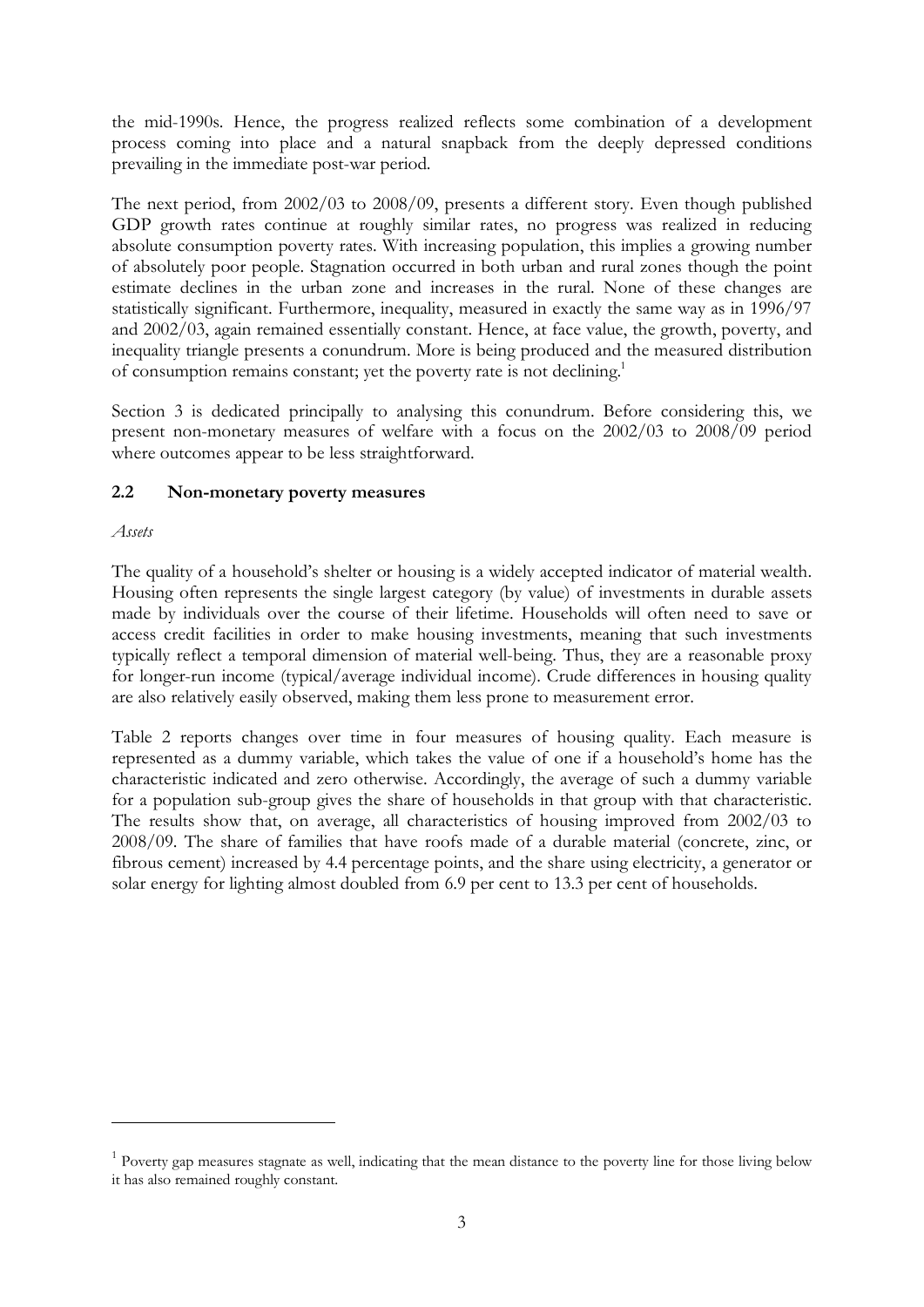the mid-1990s. Hence, the progress realized reflects some combination of a development process coming into place and a natural snapback from the deeply depressed conditions prevailing in the immediate post-war period.

The next period, from 2002/03 to 2008/09, presents a different story. Even though published GDP growth rates continue at roughly similar rates, no progress was realized in reducing absolute consumption poverty rates. With increasing population, this implies a growing number of absolutely poor people. Stagnation occurred in both urban and rural zones though the point estimate declines in the urban zone and increases in the rural. None of these changes are statistically significant. Furthermore, inequality, measured in exactly the same way as in 1996/97 and 2002/03, again remained essentially constant. Hence, at face value, the growth, poverty, and inequality triangle presents a conundrum. More is being produced and the measured distribution of consumption remains constant; yet the poverty rate is not declining.[1]

Section 3 is dedicated principally to analysing this conundrum. Before considering this, we present non-monetary measures of welfare with a focus on the 2002/03 to 2008/09 period where outcomes appear to be less straightforward.

### 2.2 Non-monetary poverty measures

*Assets*

The quality of a household's shelter or housing is a widely accepted indicator of material wealth. Housing often represents the single largest category (by value) of investments in durable assets made by individuals over the course of their lifetime. Households will often need to save or access credit facilities in order to make housing investments, meaning that such investments typically reflect a temporal dimension of material well-being. Thus, they are a reasonable proxy for longer-run income (typical/average individual income). Crude differences in housing quality are also relatively easily observed, making them less prone to measurement error.

Table 2 reports changes over time in four measures of housing quality. Each measure is represented as a dummy variable, which takes the value of one if a household's home has the characteristic indicated and zero otherwise. Accordingly, the average of such a dummy variable for a population sub-group gives the share of households in that group with that characteristic. The results show that, on average, all characteristics of housing improved from 2002/03 to 2008/09. The share of families that have roofs made of a durable material (concrete, zinc, or fibrous cement) increased by 4.4 percentage points, and the share using electricity, a generator or solar energy for lighting almost doubled from 6.9 per cent to 13.3 per cent of households.

---

[1] Poverty gap measures stagnate as well, indicating that the mean distance to the poverty line for those living below it has also remained roughly constant.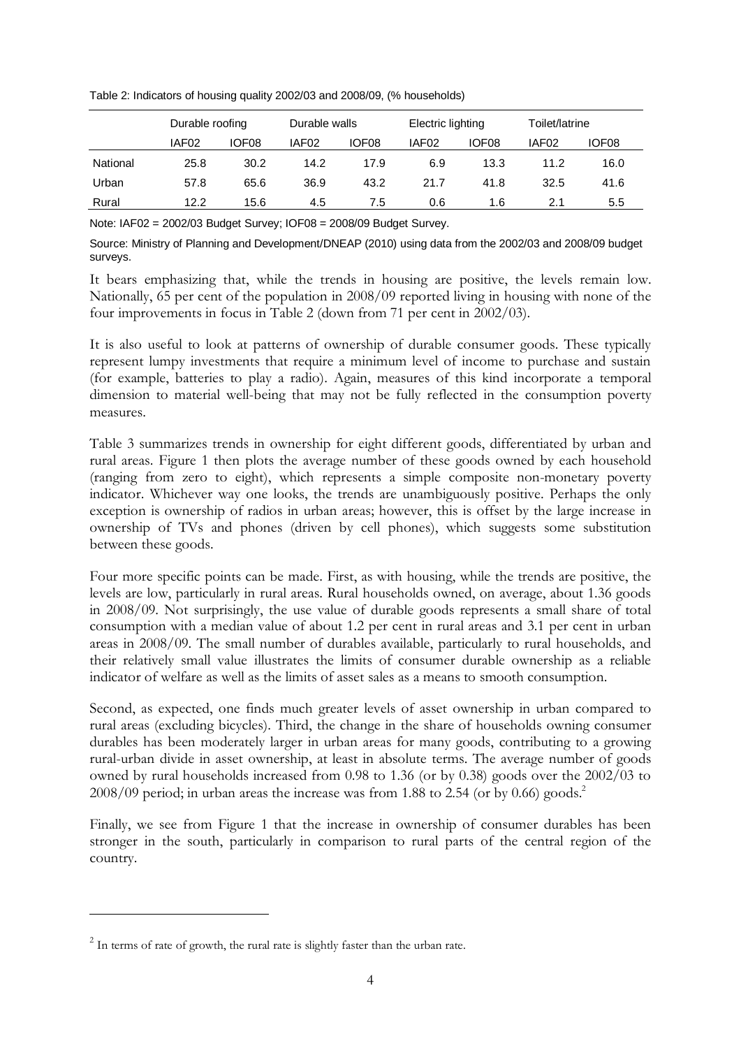Table 2: Indicators of housing quality 2002/03 and 2008/09, (% households)

| | Durable roofing | | Durable walls | | Electric lighting | | Toilet/latrine | |
|---|---|---|---|---|---|---|---|---|
| | IAF02 | IOF08 | IAF02 | IOF08 | IAF02 | IOF08 | IAF02 | IOF08 |
| National | 25.8 | 30.2 | 14.2 | 17.9 | 6.9 | 13.3 | 11.2 | 16.0 |
| Urban | 57.8 | 65.6 | 36.9 | 43.2 | 21.7 | 41.8 | 32.5 | 41.6 |
| Rural | 12.2 | 15.6 | 4.5 | 7.5 | 0.6 | 1.6 | 2.1 | 5.5 |

Note: IAF02 = 2002/03 Budget Survey; IOF08 = 2008/09 Budget Survey.

Source: Ministry of Planning and Development/DNEAP (2010) using data from the 2002/03 and 2008/09 budget surveys.

It bears emphasizing that, while the trends in housing are positive, the levels remain low. Nationally, 65 per cent of the population in 2008/09 reported living in housing with none of the four improvements in focus in Table 2 (down from 71 per cent in 2002/03).

It is also useful to look at patterns of ownership of durable consumer goods. These typically represent lumpy investments that require a minimum level of income to purchase and sustain (for example, batteries to play a radio). Again, measures of this kind incorporate a temporal dimension to material well-being that may not be fully reflected in the consumption poverty measures.

Table 3 summarizes trends in ownership for eight different goods, differentiated by urban and rural areas. Figure 1 then plots the average number of these goods owned by each household (ranging from zero to eight), which represents a simple composite non-monetary poverty indicator. Whichever way one looks, the trends are unambiguously positive. Perhaps the only exception is ownership of radios in urban areas; however, this is offset by the large increase in ownership of TVs and phones (driven by cell phones), which suggests some substitution between these goods.

Four more specific points can be made. First, as with housing, while the trends are positive, the levels are low, particularly in rural areas. Rural households owned, on average, about 1.36 goods in 2008/09. Not surprisingly, the use value of durable goods represents a small share of total consumption with a median value of about 1.2 per cent in rural areas and 3.1 per cent in urban areas in 2008/09. The small number of durables available, particularly to rural households, and their relatively small value illustrates the limits of consumer durable ownership as a reliable indicator of welfare as well as the limits of asset sales as a means to smooth consumption.

Second, as expected, one finds much greater levels of asset ownership in urban compared to rural areas (excluding bicycles). Third, the change in the share of households owning consumer durables has been moderately larger in urban areas for many goods, contributing to a growing rural-urban divide in asset ownership, at least in absolute terms. The average number of goods owned by rural households increased from 0.98 to 1.36 (or by 0.38) goods over the 2002/03 to 2008/09 period; in urban areas the increase was from 1.88 to 2.54 (or by 0.66) goods.[2]

Finally, we see from Figure 1 that the increase in ownership of consumer durables has been stronger in the south, particularly in comparison to rural parts of the central region of the country.

---

[2] In terms of rate of growth, the rural rate is slightly faster than the urban rate.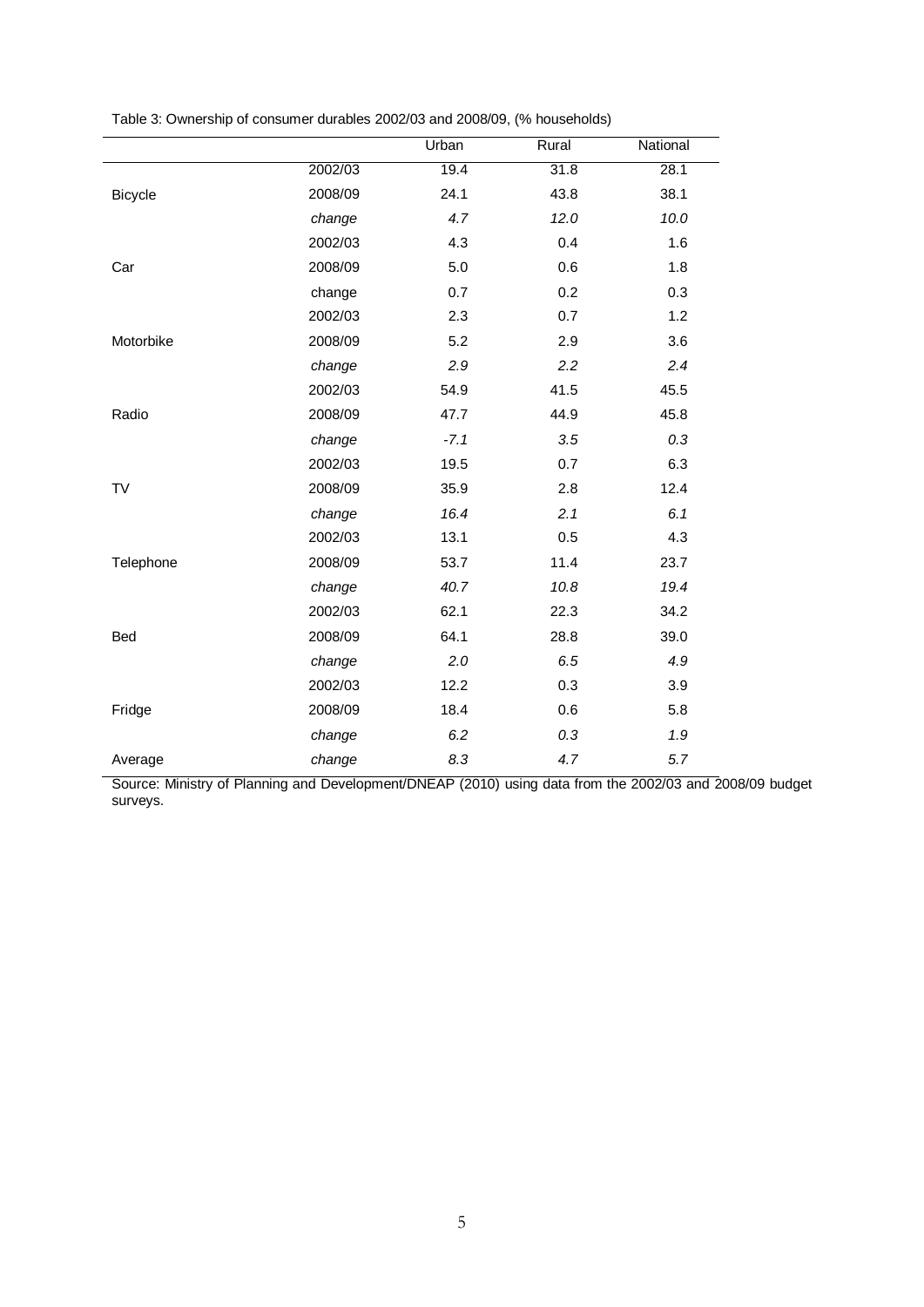Table 3: Ownership of consumer durables 2002/03 and 2008/09, (% households)

| | | Urban | Rural | National |
|---|---|---|---|---|
| | 2002/03 | 19.4 | 31.8 | 28.1 |
| Bicycle | 2008/09 | 24.1 | 43.8 | 38.1 |
| | *change* | *4.7* | *12.0* | *10.0* |
| | 2002/03 | 4.3 | 0.4 | 1.6 |
| Car | 2008/09 | 5.0 | 0.6 | 1.8 |
| | change | 0.7 | 0.2 | 0.3 |
| | 2002/03 | 2.3 | 0.7 | 1.2 |
| Motorbike | 2008/09 | 5.2 | 2.9 | 3.6 |
| | *change* | *2.9* | *2.2* | *2.4* |
| | 2002/03 | 54.9 | 41.5 | 45.5 |
| Radio | 2008/09 | 47.7 | 44.9 | 45.8 |
| | *change* | *-7.1* | *3.5* | *0.3* |
| | 2002/03 | 19.5 | 0.7 | 6.3 |
| TV | 2008/09 | 35.9 | 2.8 | 12.4 |
| | *change* | *16.4* | *2.1* | *6.1* |
| | 2002/03 | 13.1 | 0.5 | 4.3 |
| Telephone | 2008/09 | 53.7 | 11.4 | 23.7 |
| | *change* | *40.7* | *10.8* | *19.4* |
| | 2002/03 | 62.1 | 22.3 | 34.2 |
| Bed | 2008/09 | 64.1 | 28.8 | 39.0 |
| | *change* | *2.0* | *6.5* | *4.9* |
| | 2002/03 | 12.2 | 0.3 | 3.9 |
| Fridge | 2008/09 | 18.4 | 0.6 | 5.8 |
| | *change* | *6.2* | *0.3* | *1.9* |
| Average | *change* | *8.3* | *4.7* | *5.7* |

Source: Ministry of Planning and Development/DNEAP (2010) using data from the 2002/03 and 2008/09 budget surveys.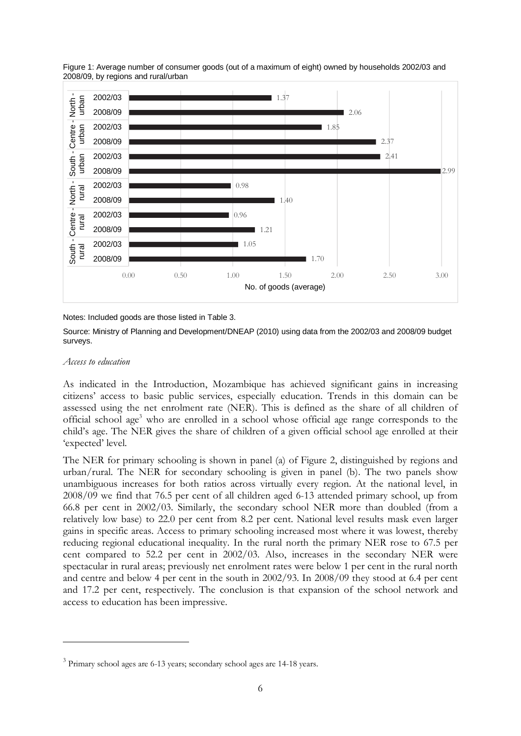Figure 1: Average number of consumer goods (out of a maximum of eight) owned by households 2002/03 and 2008/09, by regions and rural/urban

| Region | Year | No. of goods (average) |
|---|---|---|
| North - urban | 2002/03 | 1.37 |
| North - urban | 2008/09 | 2.06 |
| Centre - urban | 2002/03 | 1.85 |
| Centre - urban | 2008/09 | 2.37 |
| South - urban | 2002/03 | 2.41 |
| South - urban | 2008/09 | 2.99 |
| North - rural | 2002/03 | 0.98 |
| North - rural | 2008/09 | 1.40 |
| Centre - rural | 2002/03 | 0.96 |
| Centre - rural | 2008/09 | 1.21 |
| South - rural | 2002/03 | 1.05 |
| South - rural | 2008/09 | 1.70 |

Notes: Included goods are those listed in Table 3.

Source: Ministry of Planning and Development/DNEAP (2010) using data from the 2002/03 and 2008/09 budget surveys.

*Access to education*

As indicated in the Introduction, Mozambique has achieved significant gains in increasing citizens' access to basic public services, especially education. Trends in this domain can be assessed using the net enrolment rate (NER). This is defined as the share of all children of official school age[3] who are enrolled in a school whose official age range corresponds to the child's age. The NER gives the share of children of a given official school age enrolled at their 'expected' level.

The NER for primary schooling is shown in panel (a) of Figure 2, distinguished by regions and urban/rural. The NER for secondary schooling is given in panel (b). The two panels show unambiguous increases for both ratios across virtually every region. At the national level, in 2008/09 we find that 76.5 per cent of all children aged 6-13 attended primary school, up from 66.8 per cent in 2002/03. Similarly, the secondary school NER more than doubled (from a relatively low base) to 22.0 per cent from 8.2 per cent. National level results mask even larger gains in specific areas. Access to primary schooling increased most where it was lowest, thereby reducing regional educational inequality. In the rural north the primary NER rose to 67.5 per cent compared to 52.2 per cent in 2002/03. Also, increases in the secondary NER were spectacular in rural areas; previously net enrolment rates were below 1 per cent in the rural north and centre and below 4 per cent in the south in 2002/93. In 2008/09 they stood at 6.4 per cent and 17.2 per cent, respectively. The conclusion is that expansion of the school network and access to education has been impressive.

[3] Primary school ages are 6-13 years; secondary school ages are 14-18 years.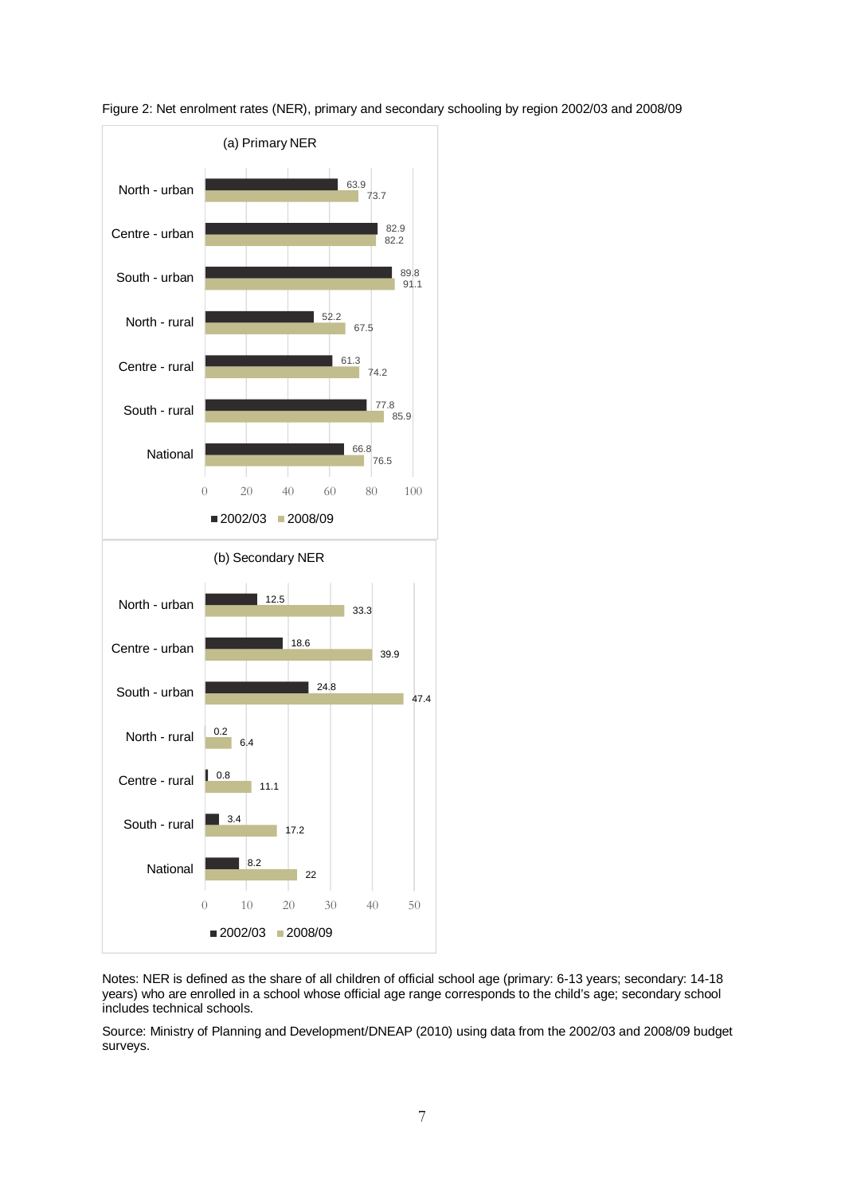Figure 2: Net enrolment rates (NER), primary and secondary schooling by region 2002/03 and 2008/09

(a) Primary NER

| Region | 2002/03 | 2008/09 |
|---|---|---|
| North - urban | 63.9 | 73.7 |
| Centre - urban | 82.9 | 82.2 |
| South - urban | 89.8 | 91.1 |
| North - rural | 52.2 | 67.5 |
| Centre - rural | 61.3 | 74.2 |
| South - rural | 77.8 | 85.9 |
| National | 66.8 | 76.5 |

(b) Secondary NER

| Region | 2002/03 | 2008/09 |
|---|---|---|
| North - urban | 12.5 | 33.3 |
| Centre - urban | 18.6 | 39.9 |
| South - urban | 24.8 | 47.4 |
| North - rural | 0.2 | 6.4 |
| Centre - rural | 0.8 | 11.1 |
| South - rural | 3.4 | 17.2 |
| National | 8.2 | 22 |

Notes: NER is defined as the share of all children of official school age (primary: 6-13 years; secondary: 14-18 years) who are enrolled in a school whose official age range corresponds to the child's age; secondary school includes technical schools.

Source: Ministry of Planning and Development/DNEAP (2010) using data from the 2002/03 and 2008/09 budget surveys.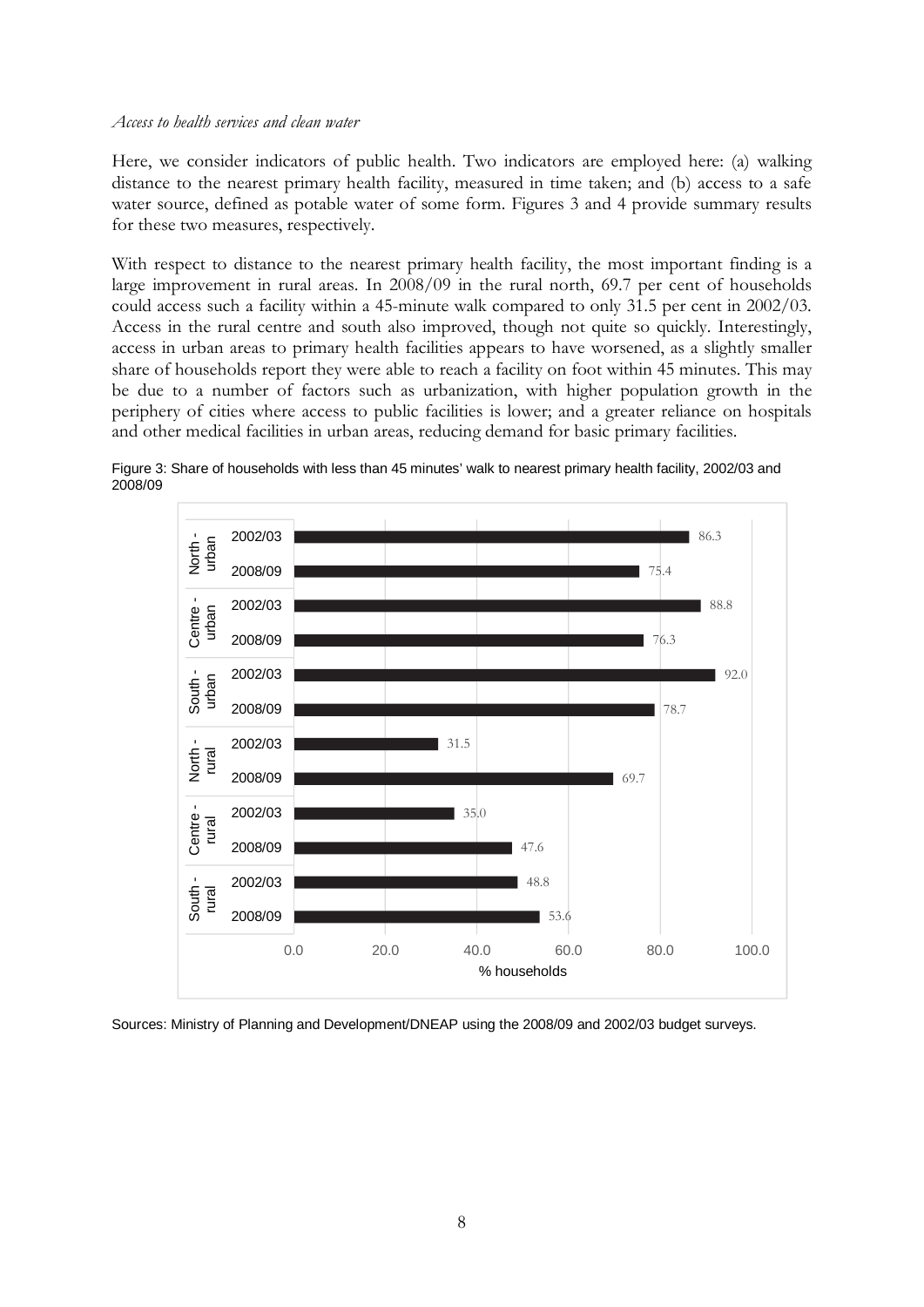*Access to health services and clean water*

Here, we consider indicators of public health. Two indicators are employed here: (a) walking distance to the nearest primary health facility, measured in time taken; and (b) access to a safe water source, defined as potable water of some form. Figures 3 and 4 provide summary results for these two measures, respectively.

With respect to distance to the nearest primary health facility, the most important finding is a large improvement in rural areas. In 2008/09 in the rural north, 69.7 per cent of households could access such a facility within a 45-minute walk compared to only 31.5 per cent in 2002/03. Access in the rural centre and south also improved, though not quite so quickly. Interestingly, access in urban areas to primary health facilities appears to have worsened, as a slightly smaller share of households report they were able to reach a facility on foot within 45 minutes. This may be due to a number of factors such as urbanization, with higher population growth in the periphery of cities where access to public facilities is lower; and a greater reliance on hospitals and other medical facilities in urban areas, reducing demand for basic primary facilities.

Figure 3: Share of households with less than 45 minutes' walk to nearest primary health facility, 2002/03 and 2008/09

| Region | Year | % households |
| --- | --- | --- |
| North - urban | 2002/03 | 86.3 |
| | 2008/09 | 75.4 |
| Centre - urban | 2002/03 | 88.8 |
| | 2008/09 | 76.3 |
| South - urban | 2002/03 | 92.0 |
| | 2008/09 | 78.7 |
| North - rural | 2002/03 | 31.5 |
| | 2008/09 | 69.7 |
| Centre - rural | 2002/03 | 35.0 |
| | 2008/09 | 47.6 |
| South - rural | 2002/03 | 48.8 |
| | 2008/09 | 53.6 |

Sources: Ministry of Planning and Development/DNEAP using the 2008/09 and 2002/03 budget surveys.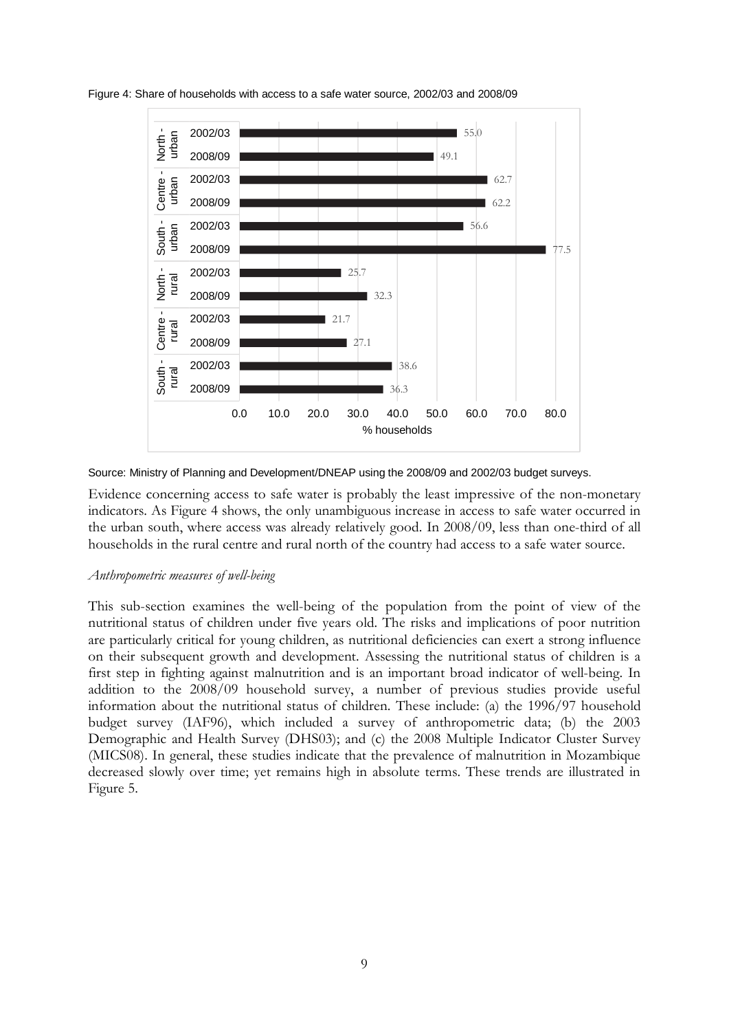Figure 4: Share of households with access to a safe water source, 2002/03 and 2008/09

| Region | Year | % households |
|---|---|---|
| North - urban | 2002/03 | 55.0 |
| North - urban | 2008/09 | 49.1 |
| Centre - urban | 2002/03 | 62.7 |
| Centre - urban | 2008/09 | 62.2 |
| South - urban | 2002/03 | 56.6 |
| South - urban | 2008/09 | 77.5 |
| North - rural | 2002/03 | 25.7 |
| North - rural | 2008/09 | 32.3 |
| Centre - rural | 2002/03 | 21.7 |
| Centre - rural | 2008/09 | 27.1 |
| South - rural | 2002/03 | 38.6 |
| South - rural | 2008/09 | 36.3 |

Source: Ministry of Planning and Development/DNEAP using the 2008/09 and 2002/03 budget surveys.

Evidence concerning access to safe water is probably the least impressive of the non-monetary indicators. As Figure 4 shows, the only unambiguous increase in access to safe water occurred in the urban south, where access was already relatively good. In 2008/09, less than one-third of all households in the rural centre and rural north of the country had access to a safe water source.

*Anthropometric measures of well-being*

This sub-section examines the well-being of the population from the point of view of the nutritional status of children under five years old. The risks and implications of poor nutrition are particularly critical for young children, as nutritional deficiencies can exert a strong influence on their subsequent growth and development. Assessing the nutritional status of children is a first step in fighting against malnutrition and is an important broad indicator of well-being. In addition to the 2008/09 household survey, a number of previous studies provide useful information about the nutritional status of children. These include: (a) the 1996/97 household budget survey (IAF96), which included a survey of anthropometric data; (b) the 2003 Demographic and Health Survey (DHS03); and (c) the 2008 Multiple Indicator Cluster Survey (MICS08). In general, these studies indicate that the prevalence of malnutrition in Mozambique decreased slowly over time; yet remains high in absolute terms. These trends are illustrated in Figure 5.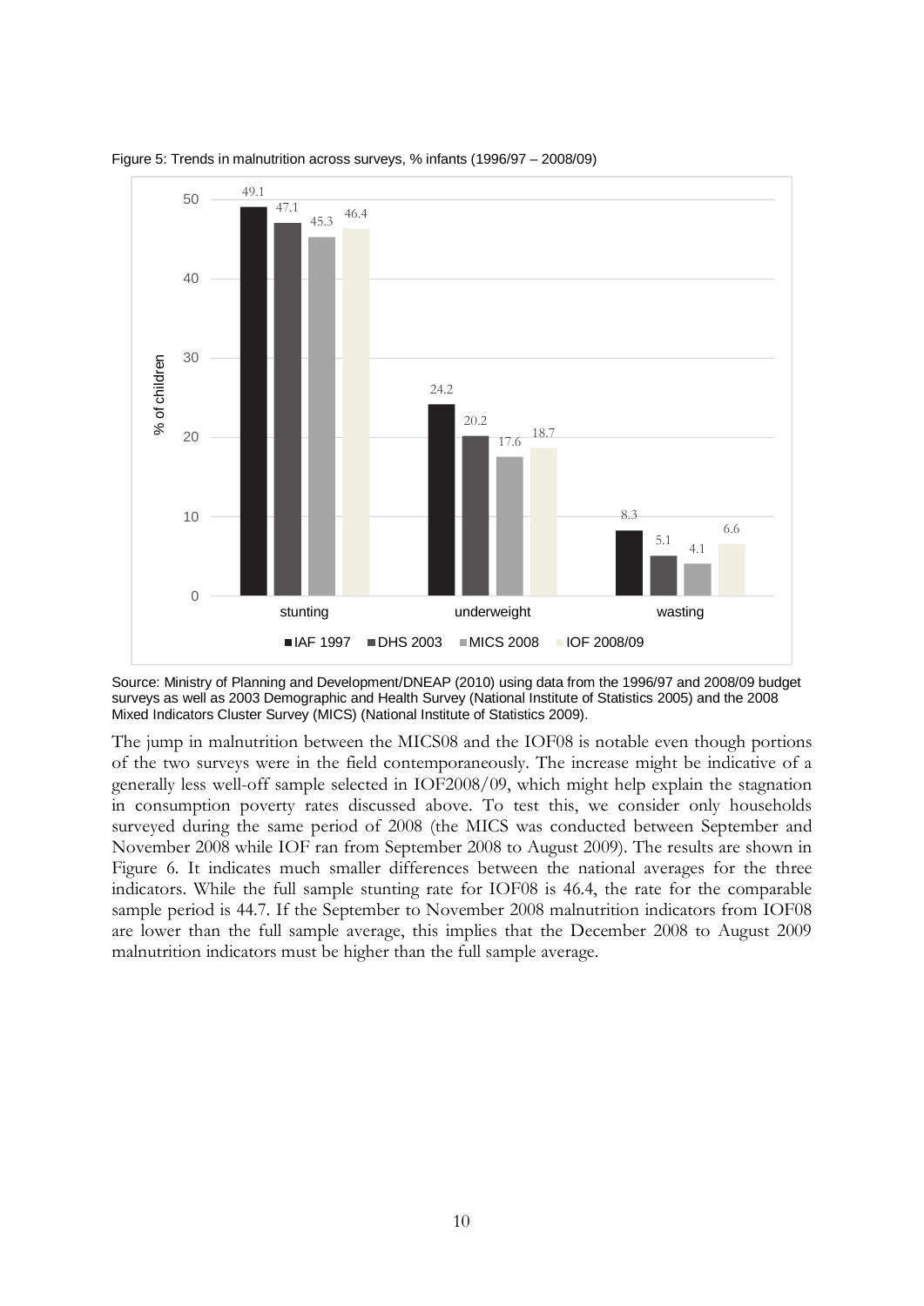Figure 5: Trends in malnutrition across surveys, % infants (1996/97 – 2008/09)

| | IAF 1997 | DHS 2003 | MICS 2008 | IOF 2008/09 |
|---|---|---|---|---|
| stunting | 49.1 | 47.1 | 45.3 | 46.4 |
| underweight | 24.2 | 20.2 | 17.6 | 18.7 |
| wasting | 8.3 | 5.1 | 4.1 | 6.6 |

Source: Ministry of Planning and Development/DNEAP (2010) using data from the 1996/97 and 2008/09 budget surveys as well as 2003 Demographic and Health Survey (National Institute of Statistics 2005) and the 2008 Mixed Indicators Cluster Survey (MICS) (National Institute of Statistics 2009).

The jump in malnutrition between the MICS08 and the IOF08 is notable even though portions of the two surveys were in the field contemporaneously. The increase might be indicative of a generally less well-off sample selected in IOF2008/09, which might help explain the stagnation in consumption poverty rates discussed above. To test this, we consider only households surveyed during the same period of 2008 (the MICS was conducted between September and November 2008 while IOF ran from September 2008 to August 2009). The results are shown in Figure 6. It indicates much smaller differences between the national averages for the three indicators. While the full sample stunting rate for IOF08 is 46.4, the rate for the comparable sample period is 44.7. If the September to November 2008 malnutrition indicators from IOF08 are lower than the full sample average, this implies that the December 2008 to August 2009 malnutrition indicators must be higher than the full sample average.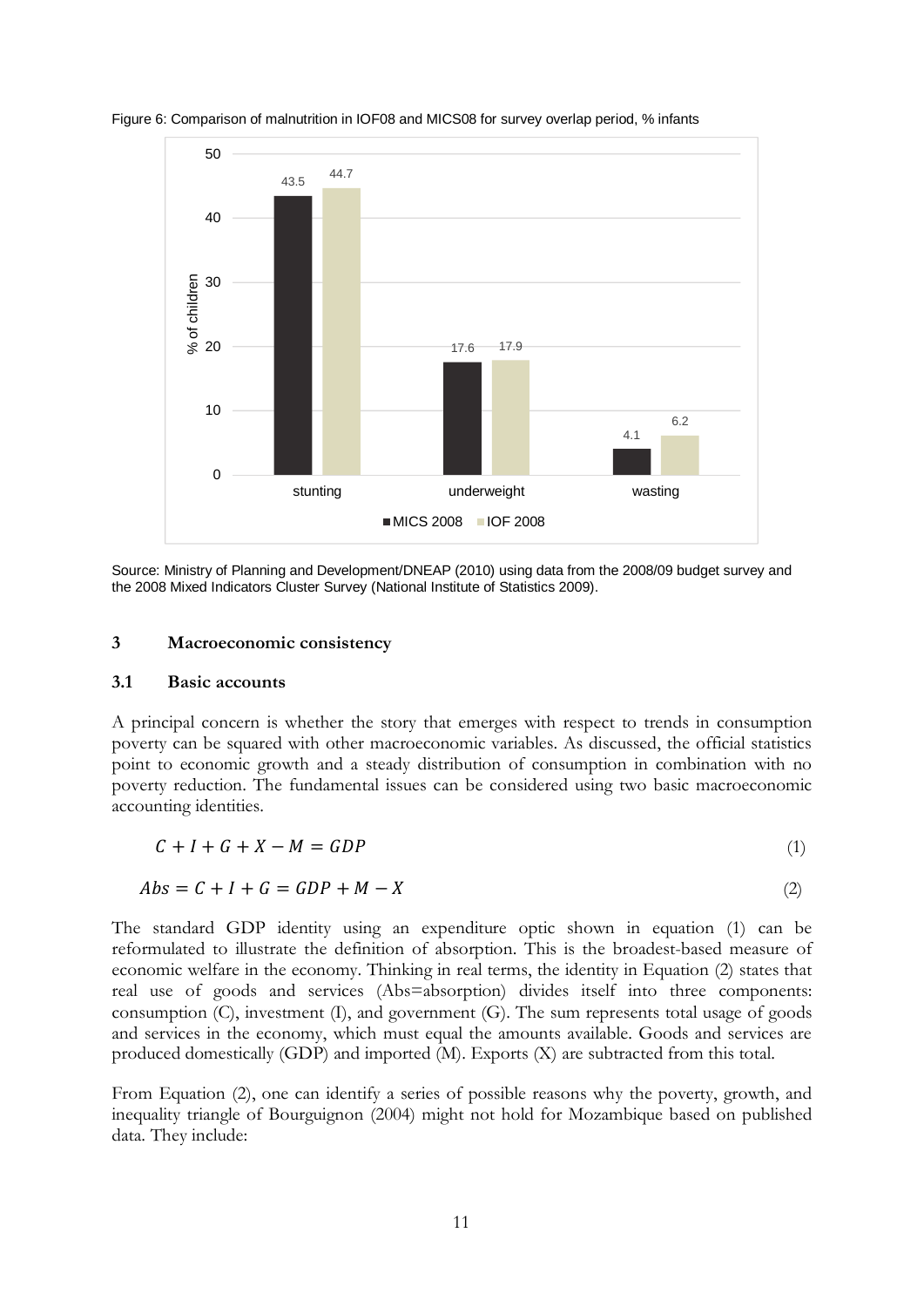Figure 6: Comparison of malnutrition in IOF08 and MICS08 for survey overlap period, % infants

| | MICS 2008 | IOF 2008 |
|---|---|---|
| stunting | 43.5 | 44.7 |
| underweight | 17.6 | 17.9 |
| wasting | 4.1 | 6.2 |

Source: Ministry of Planning and Development/DNEAP (2010) using data from the 2008/09 budget survey and the 2008 Mixed Indicators Cluster Survey (National Institute of Statistics 2009).

## 3 Macroeconomic consistency

### 3.1 Basic accounts

A principal concern is whether the story that emerges with respect to trends in consumption poverty can be squared with other macroeconomic variables. As discussed, the official statistics point to economic growth and a steady distribution of consumption in combination with no poverty reduction. The fundamental issues can be considered using two basic macroeconomic accounting identities.

$$C + I + G + X - M = GDP \tag{1}$$

$$Abs = C + I + G = GDP + M - X \tag{2}$$

The standard GDP identity using an expenditure optic shown in equation (1) can be reformulated to illustrate the definition of absorption. This is the broadest-based measure of economic welfare in the economy. Thinking in real terms, the identity in Equation (2) states that real use of goods and services (Abs=absorption) divides itself into three components: consumption (C), investment (I), and government (G). The sum represents total usage of goods and services in the economy, which must equal the amounts available. Goods and services are produced domestically (GDP) and imported (M). Exports (X) are subtracted from this total.

From Equation (2), one can identify a series of possible reasons why the poverty, growth, and inequality triangle of Bourguignon (2004) might not hold for Mozambique based on published data. They include: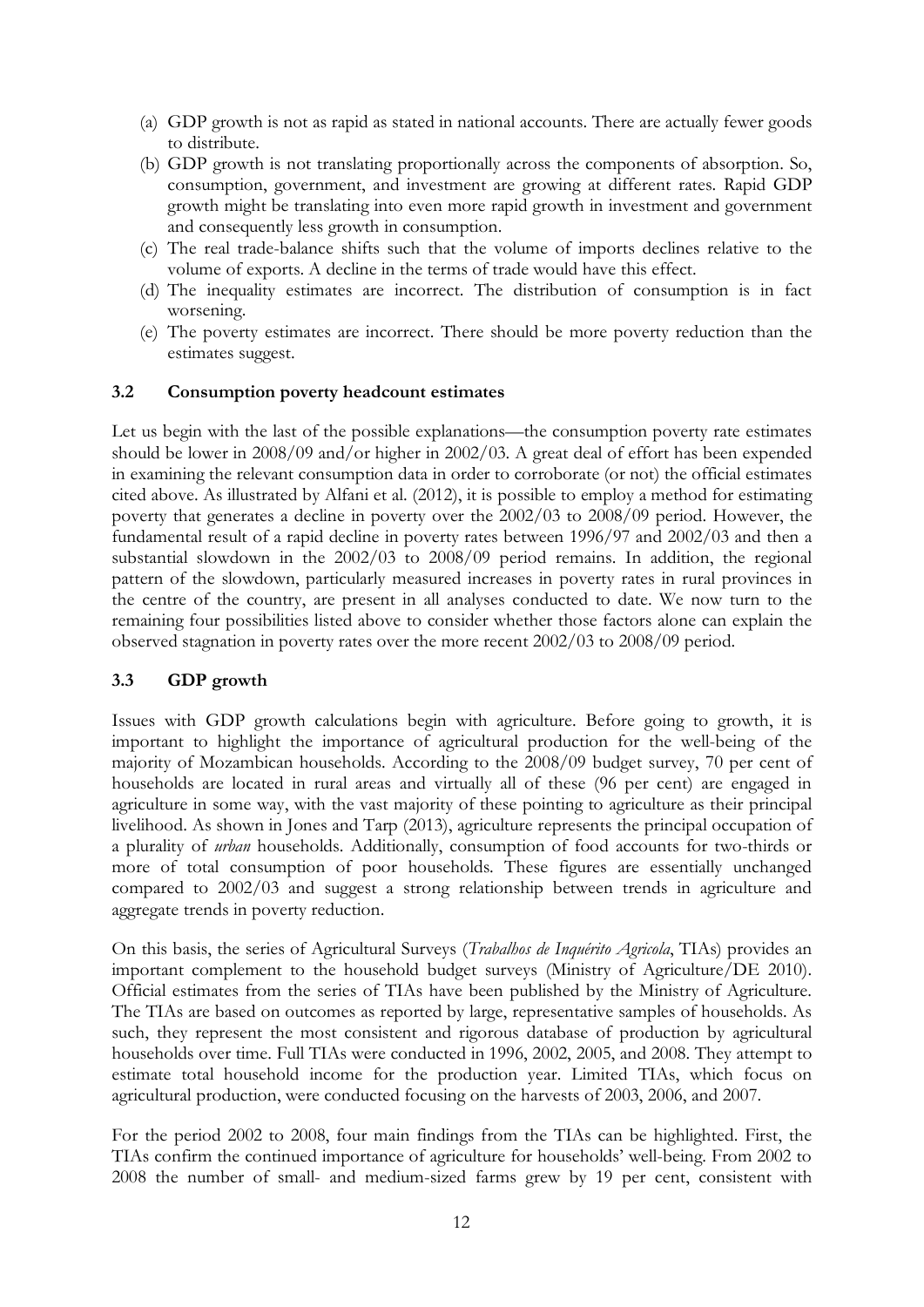(a) GDP growth is not as rapid as stated in national accounts. There are actually fewer goods to distribute.
(b) GDP growth is not translating proportionally across the components of absorption. So, consumption, government, and investment are growing at different rates. Rapid GDP growth might be translating into even more rapid growth in investment and government and consequently less growth in consumption.
(c) The real trade-balance shifts such that the volume of imports declines relative to the volume of exports. A decline in the terms of trade would have this effect.
(d) The inequality estimates are incorrect. The distribution of consumption is in fact worsening.
(e) The poverty estimates are incorrect. There should be more poverty reduction than the estimates suggest.

### 3.2 Consumption poverty headcount estimates

Let us begin with the last of the possible explanations—the consumption poverty rate estimates should be lower in 2008/09 and/or higher in 2002/03. A great deal of effort has been expended in examining the relevant consumption data in order to corroborate (or not) the official estimates cited above. As illustrated by Alfani et al. (2012), it is possible to employ a method for estimating poverty that generates a decline in poverty over the 2002/03 to 2008/09 period. However, the fundamental result of a rapid decline in poverty rates between 1996/97 and 2002/03 and then a substantial slowdown in the 2002/03 to 2008/09 period remains. In addition, the regional pattern of the slowdown, particularly measured increases in poverty rates in rural provinces in the centre of the country, are present in all analyses conducted to date. We now turn to the remaining four possibilities listed above to consider whether those factors alone can explain the observed stagnation in poverty rates over the more recent 2002/03 to 2008/09 period.

### 3.3 GDP growth

Issues with GDP growth calculations begin with agriculture. Before going to growth, it is important to highlight the importance of agricultural production for the well-being of the majority of Mozambican households. According to the 2008/09 budget survey, 70 per cent of households are located in rural areas and virtually all of these (96 per cent) are engaged in agriculture in some way, with the vast majority of these pointing to agriculture as their principal livelihood. As shown in Jones and Tarp (2013), agriculture represents the principal occupation of a plurality of *urban* households. Additionally, consumption of food accounts for two-thirds or more of total consumption of poor households. These figures are essentially unchanged compared to 2002/03 and suggest a strong relationship between trends in agriculture and aggregate trends in poverty reduction.

On this basis, the series of Agricultural Surveys (*Trabalhos de Inquérito Agricola*, TIAs) provides an important complement to the household budget surveys (Ministry of Agriculture/DE 2010). Official estimates from the series of TIAs have been published by the Ministry of Agriculture. The TIAs are based on outcomes as reported by large, representative samples of households. As such, they represent the most consistent and rigorous database of production by agricultural households over time. Full TIAs were conducted in 1996, 2002, 2005, and 2008. They attempt to estimate total household income for the production year. Limited TIAs, which focus on agricultural production, were conducted focusing on the harvests of 2003, 2006, and 2007.

For the period 2002 to 2008, four main findings from the TIAs can be highlighted. First, the TIAs confirm the continued importance of agriculture for households' well-being. From 2002 to 2008 the number of small- and medium-sized farms grew by 19 per cent, consistent with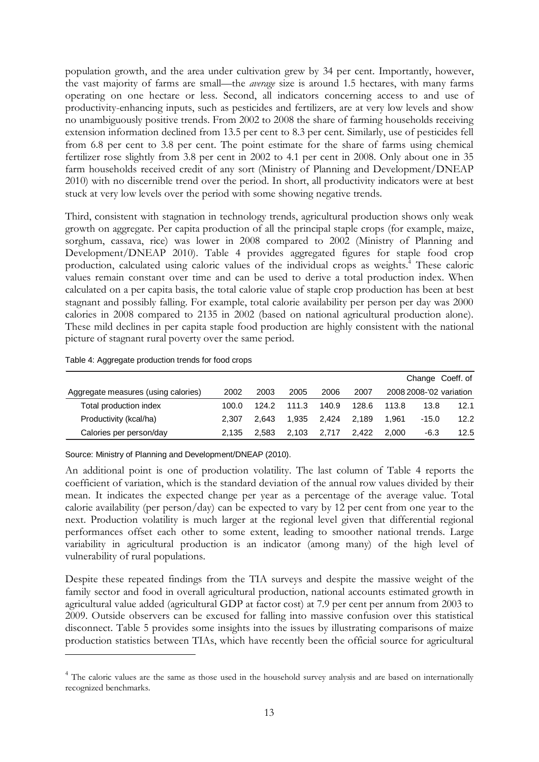population growth, and the area under cultivation grew by 34 per cent. Importantly, however, the vast majority of farms are small—the *average* size is around 1.5 hectares, with many farms operating on one hectare or less. Second, all indicators concerning access to and use of productivity-enhancing inputs, such as pesticides and fertilizers, are at very low levels and show no unambiguously positive trends. From 2002 to 2008 the share of farming households receiving extension information declined from 13.5 per cent to 8.3 per cent. Similarly, use of pesticides fell from 6.8 per cent to 3.8 per cent. The point estimate for the share of farms using chemical fertilizer rose slightly from 3.8 per cent in 2002 to 4.1 per cent in 2008. Only about one in 35 farm households received credit of any sort (Ministry of Planning and Development/DNEAP 2010) with no discernible trend over the period. In short, all productivity indicators were at best stuck at very low levels over the period with some showing negative trends.

Third, consistent with stagnation in technology trends, agricultural production shows only weak growth on aggregate. Per capita production of all the principal staple crops (for example, maize, sorghum, cassava, rice) was lower in 2008 compared to 2002 (Ministry of Planning and Development/DNEAP 2010). Table 4 provides aggregated figures for staple food crop production, calculated using caloric values of the individual crops as weights.[4] These caloric values remain constant over time and can be used to derive a total production index. When calculated on a per capita basis, the total calorie value of staple crop production has been at best stagnant and possibly falling. For example, total calorie availability per person per day was 2000 calories in 2008 compared to 2135 in 2002 (based on national agricultural production alone). These mild declines in per capita staple food production are highly consistent with the national picture of stagnant rural poverty over the same period.

Table 4: Aggregate production trends for food crops

| Aggregate measures (using calories) | 2002 | 2003 | 2005 | 2006 | 2007 | 2008 | Change 2008-'02 | Coeff. of variation |
|---|---|---|---|---|---|---|---|---|
| Total production index | 100.0 | 124.2 | 111.3 | 140.9 | 128.6 | 113.8 | 13.8 | 12.1 |
| Productivity (kcal/ha) | 2,307 | 2,643 | 1,935 | 2,424 | 2,189 | 1,961 | -15.0 | 12.2 |
| Calories per person/day | 2,135 | 2,583 | 2,103 | 2,717 | 2,422 | 2,000 | -6.3 | 12.5 |

Source: Ministry of Planning and Development/DNEAP (2010).

An additional point is one of production volatility. The last column of Table 4 reports the coefficient of variation, which is the standard deviation of the annual row values divided by their mean. It indicates the expected change per year as a percentage of the average value. Total calorie availability (per person/day) can be expected to vary by 12 per cent from one year to the next. Production volatility is much larger at the regional level given that differential regional performances offset each other to some extent, leading to smoother national trends. Large variability in agricultural production is an indicator (among many) of the high level of vulnerability of rural populations.

Despite these repeated findings from the TIA surveys and despite the massive weight of the family sector and food in overall agricultural production, national accounts estimated growth in agricultural value added (agricultural GDP at factor cost) at 7.9 per cent per annum from 2003 to 2009. Outside observers can be excused for falling into massive confusion over this statistical disconnect. Table 5 provides some insights into the issues by illustrating comparisons of maize production statistics between TIAs, which have recently been the official source for agricultural

[4] The caloric values are the same as those used in the household survey analysis and are based on internationally recognized benchmarks.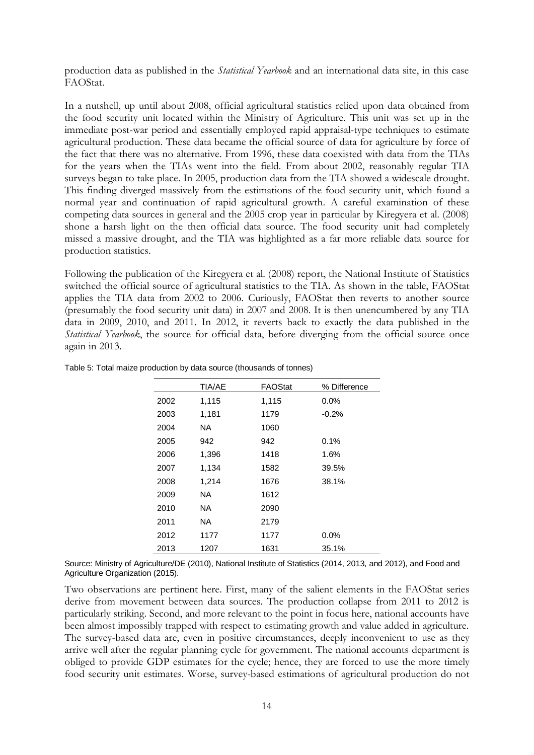production data as published in the *Statistical Yearbook* and an international data site, in this case FAOStat.

In a nutshell, up until about 2008, official agricultural statistics relied upon data obtained from the food security unit located within the Ministry of Agriculture. This unit was set up in the immediate post-war period and essentially employed rapid appraisal-type techniques to estimate agricultural production. These data became the official source of data for agriculture by force of the fact that there was no alternative. From 1996, these data coexisted with data from the TIAs for the years when the TIAs went into the field. From about 2002, reasonably regular TIA surveys began to take place. In 2005, production data from the TIA showed a widescale drought. This finding diverged massively from the estimations of the food security unit, which found a normal year and continuation of rapid agricultural growth. A careful examination of these competing data sources in general and the 2005 crop year in particular by Kiregyera et al. (2008) shone a harsh light on the then official data source. The food security unit had completely missed a massive drought, and the TIA was highlighted as a far more reliable data source for production statistics.

Following the publication of the Kiregyera et al. (2008) report, the National Institute of Statistics switched the official source of agricultural statistics to the TIA. As shown in the table, FAOStat applies the TIA data from 2002 to 2006. Curiously, FAOStat then reverts to another source (presumably the food security unit data) in 2007 and 2008. It is then unencumbered by any TIA data in 2009, 2010, and 2011. In 2012, it reverts back to exactly the data published in the *Statistical Yearbook*, the source for official data, before diverging from the official source once again in 2013.

Table 5: Total maize production by data source (thousands of tonnes)

| | TIA/AE | FAOStat | % Difference |
|---|---|---|---|
| 2002 | 1,115 | 1,115 | 0.0% |
| 2003 | 1,181 | 1179 | -0.2% |
| 2004 | NA | 1060 | |
| 2005 | 942 | 942 | 0.1% |
| 2006 | 1,396 | 1418 | 1.6% |
| 2007 | 1,134 | 1582 | 39.5% |
| 2008 | 1,214 | 1676 | 38.1% |
| 2009 | NA | 1612 | |
| 2010 | NA | 2090 | |
| 2011 | NA | 2179 | |
| 2012 | 1177 | 1177 | 0.0% |
| 2013 | 1207 | 1631 | 35.1% |

Source: Ministry of Agriculture/DE (2010), National Institute of Statistics (2014, 2013, and 2012), and Food and Agriculture Organization (2015).

Two observations are pertinent here. First, many of the salient elements in the FAOStat series derive from movement between data sources. The production collapse from 2011 to 2012 is particularly striking. Second, and more relevant to the point in focus here, national accounts have been almost impossibly trapped with respect to estimating growth and value added in agriculture. The survey-based data are, even in positive circumstances, deeply inconvenient to use as they arrive well after the regular planning cycle for government. The national accounts department is obliged to provide GDP estimates for the cycle; hence, they are forced to use the more timely food security unit estimates. Worse, survey-based estimations of agricultural production do not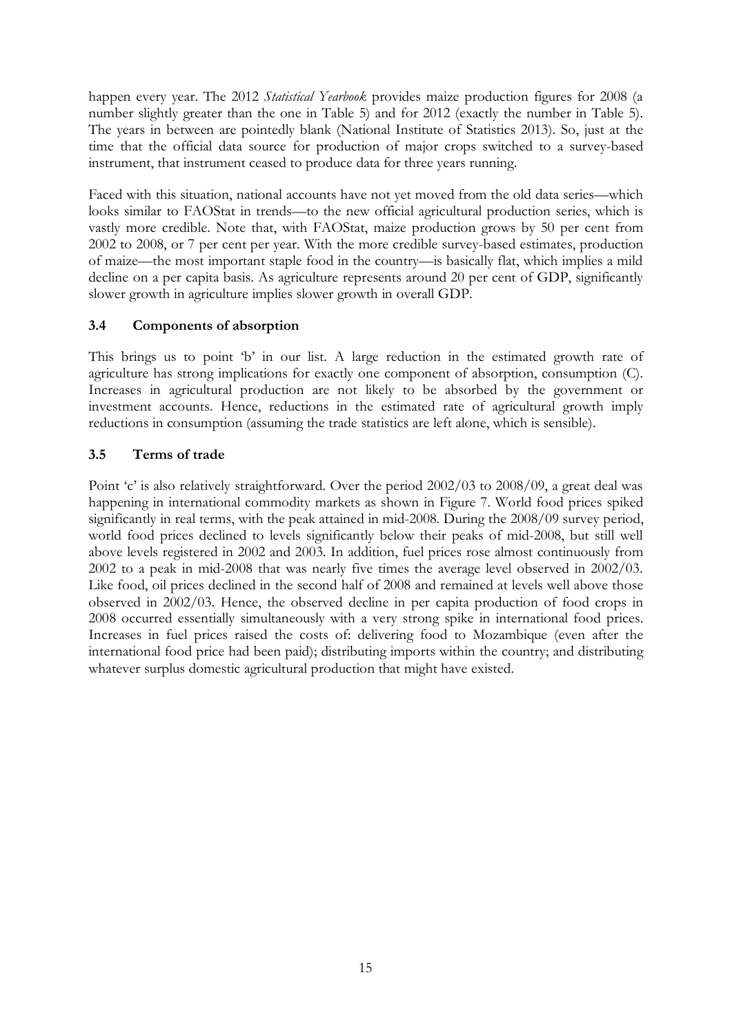happen every year. The 2012 *Statistical Yearbook* provides maize production figures for 2008 (a number slightly greater than the one in Table 5) and for 2012 (exactly the number in Table 5). The years in between are pointedly blank (National Institute of Statistics 2013). So, just at the time that the official data source for production of major crops switched to a survey-based instrument, that instrument ceased to produce data for three years running.

Faced with this situation, national accounts have not yet moved from the old data series—which looks similar to FAOStat in trends—to the new official agricultural production series, which is vastly more credible. Note that, with FAOStat, maize production grows by 50 per cent from 2002 to 2008, or 7 per cent per year. With the more credible survey-based estimates, production of maize—the most important staple food in the country—is basically flat, which implies a mild decline on a per capita basis. As agriculture represents around 20 per cent of GDP, significantly slower growth in agriculture implies slower growth in overall GDP.

### 3.4 Components of absorption

This brings us to point 'b' in our list. A large reduction in the estimated growth rate of agriculture has strong implications for exactly one component of absorption, consumption (C). Increases in agricultural production are not likely to be absorbed by the government or investment accounts. Hence, reductions in the estimated rate of agricultural growth imply reductions in consumption (assuming the trade statistics are left alone, which is sensible).

### 3.5 Terms of trade

Point 'c' is also relatively straightforward. Over the period 2002/03 to 2008/09, a great deal was happening in international commodity markets as shown in Figure 7. World food prices spiked significantly in real terms, with the peak attained in mid-2008. During the 2008/09 survey period, world food prices declined to levels significantly below their peaks of mid-2008, but still well above levels registered in 2002 and 2003. In addition, fuel prices rose almost continuously from 2002 to a peak in mid-2008 that was nearly five times the average level observed in 2002/03. Like food, oil prices declined in the second half of 2008 and remained at levels well above those observed in 2002/03. Hence, the observed decline in per capita production of food crops in 2008 occurred essentially simultaneously with a very strong spike in international food prices. Increases in fuel prices raised the costs of: delivering food to Mozambique (even after the international food price had been paid); distributing imports within the country; and distributing whatever surplus domestic agricultural production that might have existed.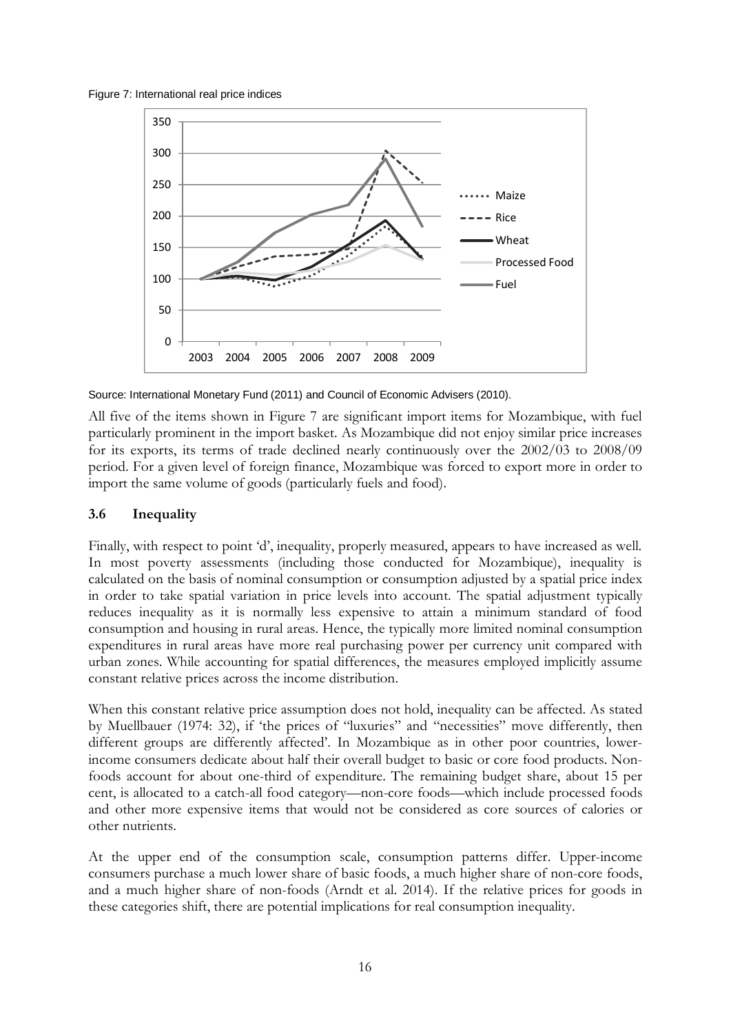Figure 7: International real price indices

Source: International Monetary Fund (2011) and Council of Economic Advisers (2010).

All five of the items shown in Figure 7 are significant import items for Mozambique, with fuel particularly prominent in the import basket. As Mozambique did not enjoy similar price increases for its exports, its terms of trade declined nearly continuously over the 2002/03 to 2008/09 period. For a given level of foreign finance, Mozambique was forced to export more in order to import the same volume of goods (particularly fuels and food).

### 3.6 Inequality

Finally, with respect to point 'd', inequality, properly measured, appears to have increased as well. In most poverty assessments (including those conducted for Mozambique), inequality is calculated on the basis of nominal consumption or consumption adjusted by a spatial price index in order to take spatial variation in price levels into account. The spatial adjustment typically reduces inequality as it is normally less expensive to attain a minimum standard of food consumption and housing in rural areas. Hence, the typically more limited nominal consumption expenditures in rural areas have more real purchasing power per currency unit compared with urban zones. While accounting for spatial differences, the measures employed implicitly assume constant relative prices across the income distribution.

When this constant relative price assumption does not hold, inequality can be affected. As stated by Muellbauer (1974: 32), if 'the prices of "luxuries" and "necessities" move differently, then different groups are differently affected'. In Mozambique as in other poor countries, lower-income consumers dedicate about half their overall budget to basic or core food products. Non-foods account for about one-third of expenditure. The remaining budget share, about 15 per cent, is allocated to a catch-all food category—non-core foods—which include processed foods and other more expensive items that would not be considered as core sources of calories or other nutrients.

At the upper end of the consumption scale, consumption patterns differ. Upper-income consumers purchase a much lower share of basic foods, a much higher share of non-core foods, and a much higher share of non-foods (Arndt et al. 2014). If the relative prices for goods in these categories shift, there are potential implications for real consumption inequality.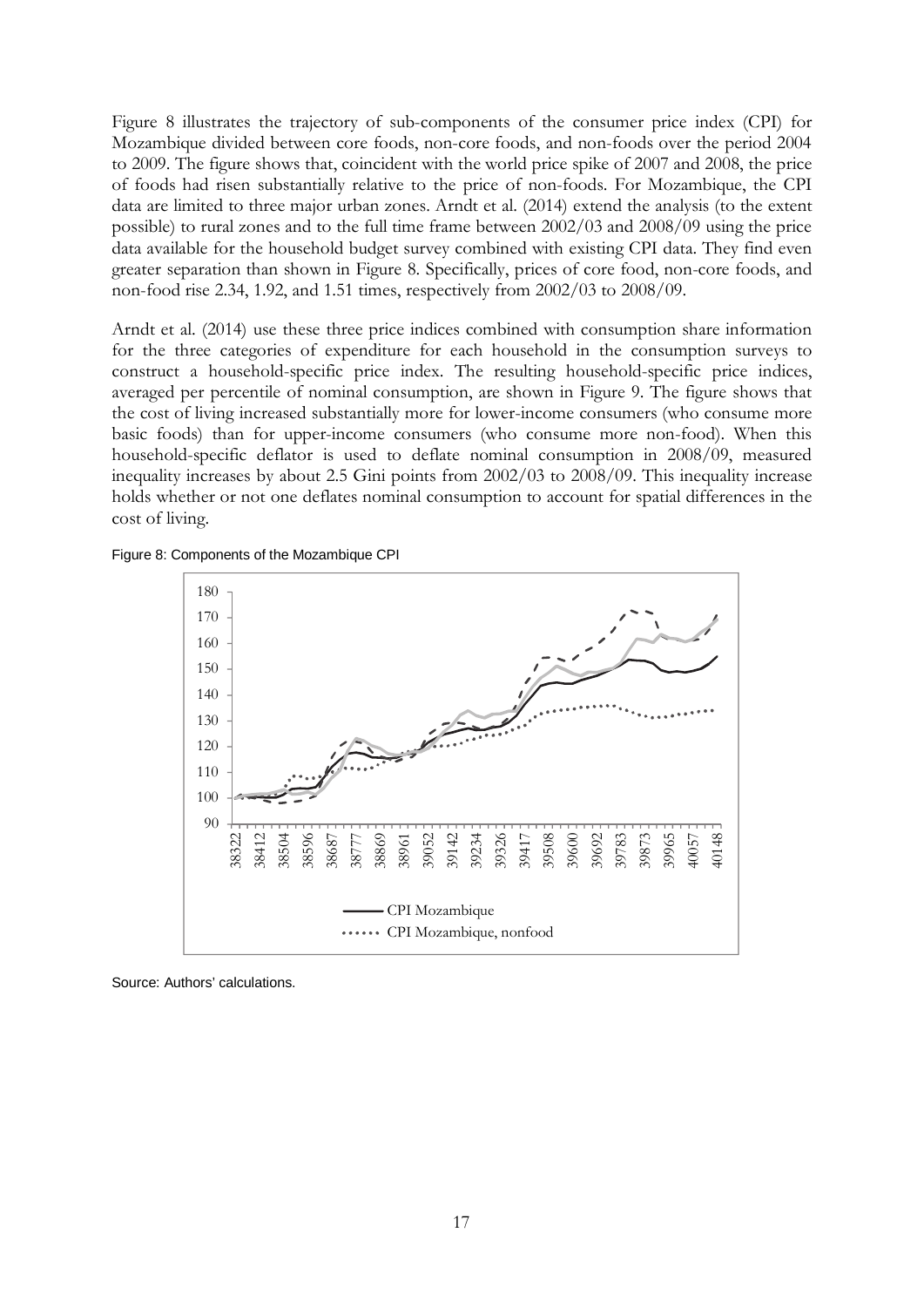Figure 8 illustrates the trajectory of sub-components of the consumer price index (CPI) for Mozambique divided between core foods, non-core foods, and non-foods over the period 2004 to 2009. The figure shows that, coincident with the world price spike of 2007 and 2008, the price of foods had risen substantially relative to the price of non-foods. For Mozambique, the CPI data are limited to three major urban zones. Arndt et al. (2014) extend the analysis (to the extent possible) to rural zones and to the full time frame between 2002/03 and 2008/09 using the price data available for the household budget survey combined with existing CPI data. They find even greater separation than shown in Figure 8. Specifically, prices of core food, non-core foods, and non-food rise 2.34, 1.92, and 1.51 times, respectively from 2002/03 to 2008/09.

Arndt et al. (2014) use these three price indices combined with consumption share information for the three categories of expenditure for each household in the consumption surveys to construct a household-specific price index. The resulting household-specific price indices, averaged per percentile of nominal consumption, are shown in Figure 9. The figure shows that the cost of living increased substantially more for lower-income consumers (who consume more basic foods) than for upper-income consumers (who consume more non-food). When this household-specific deflator is used to deflate nominal consumption in 2008/09, measured inequality increases by about 2.5 Gini points from 2002/03 to 2008/09. This inequality increase holds whether or not one deflates nominal consumption to account for spatial differences in the cost of living.

Figure 8: Components of the Mozambique CPI

Source: Authors' calculations.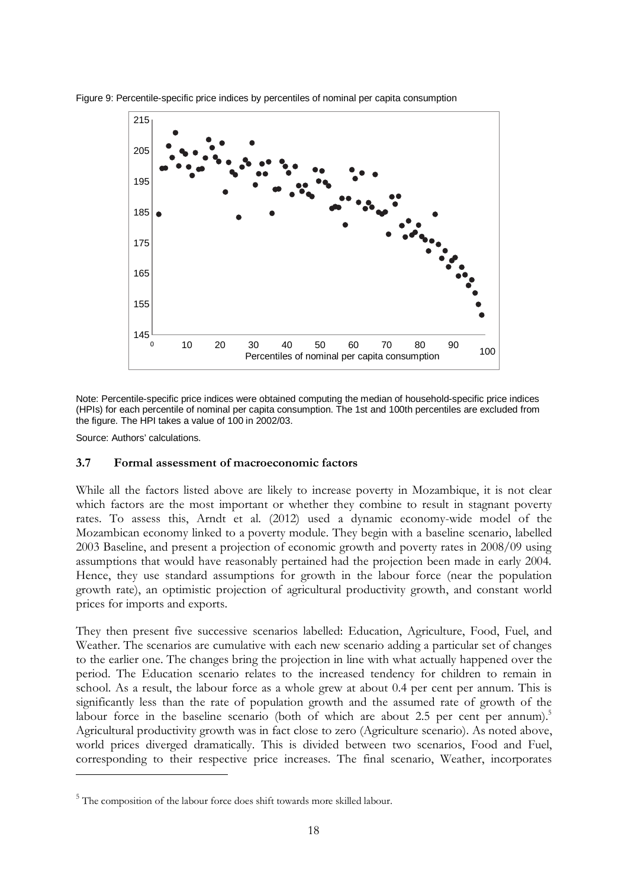Figure 9: Percentile-specific price indices by percentiles of nominal per capita consumption

Note: Percentile-specific price indices were obtained computing the median of household-specific price indices (HPIs) for each percentile of nominal per capita consumption. The 1st and 100th percentiles are excluded from the figure. The HPI takes a value of 100 in 2002/03.

Source: Authors' calculations.

### 3.7 Formal assessment of macroeconomic factors

While all the factors listed above are likely to increase poverty in Mozambique, it is not clear which factors are the most important or whether they combine to result in stagnant poverty rates. To assess this, Arndt et al. (2012) used a dynamic economy-wide model of the Mozambican economy linked to a poverty module. They begin with a baseline scenario, labelled 2003 Baseline, and present a projection of economic growth and poverty rates in 2008/09 using assumptions that would have reasonably pertained had the projection been made in early 2004. Hence, they use standard assumptions for growth in the labour force (near the population growth rate), an optimistic projection of agricultural productivity growth, and constant world prices for imports and exports.

They then present five successive scenarios labelled: Education, Agriculture, Food, Fuel, and Weather. The scenarios are cumulative with each new scenario adding a particular set of changes to the earlier one. The changes bring the projection in line with what actually happened over the period. The Education scenario relates to the increased tendency for children to remain in school. As a result, the labour force as a whole grew at about 0.4 per cent per annum. This is significantly less than the rate of population growth and the assumed rate of growth of the labour force in the baseline scenario (both of which are about 2.5 per cent per annum).[5] Agricultural productivity growth was in fact close to zero (Agriculture scenario). As noted above, world prices diverged dramatically. This is divided between two scenarios, Food and Fuel, corresponding to their respective price increases. The final scenario, Weather, incorporates

[5] The composition of the labour force does shift towards more skilled labour.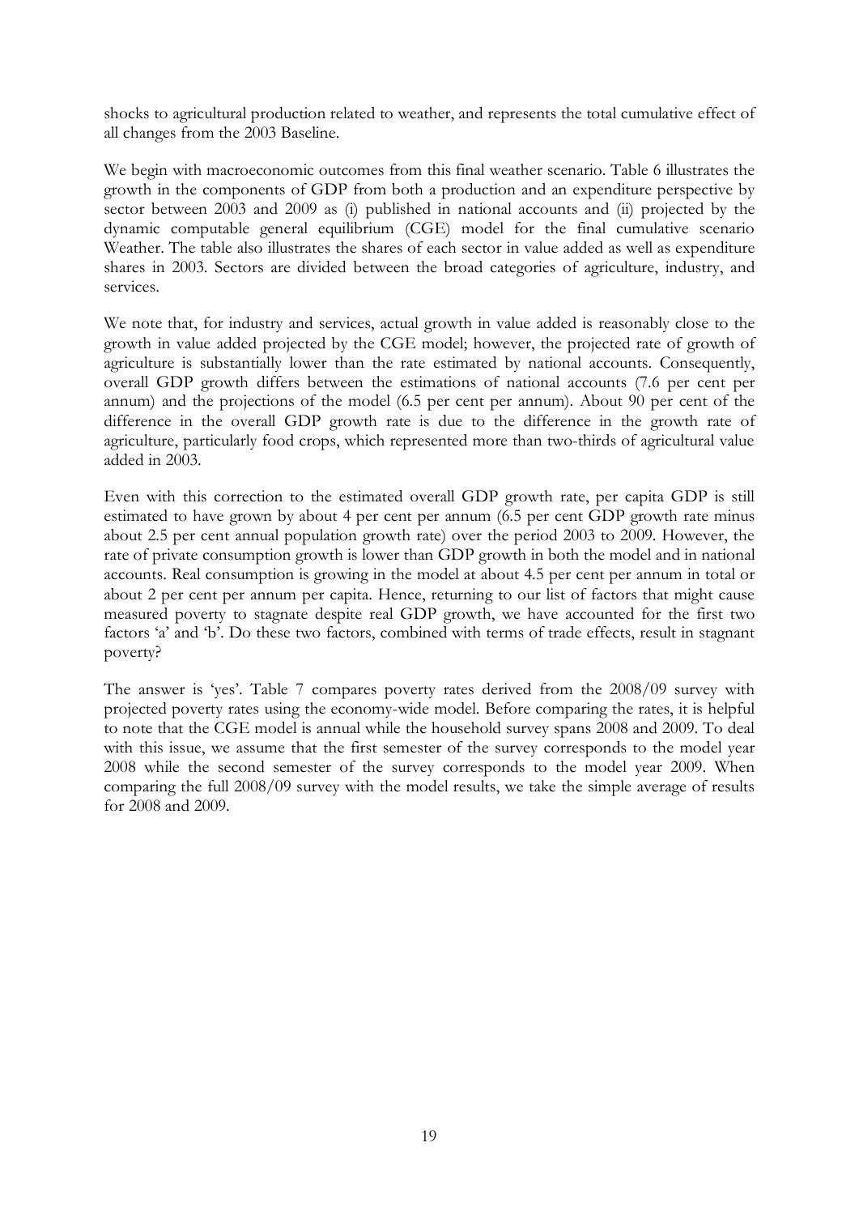shocks to agricultural production related to weather, and represents the total cumulative effect of all changes from the 2003 Baseline.

We begin with macroeconomic outcomes from this final weather scenario. Table 6 illustrates the growth in the components of GDP from both a production and an expenditure perspective by sector between 2003 and 2009 as (i) published in national accounts and (ii) projected by the dynamic computable general equilibrium (CGE) model for the final cumulative scenario Weather. The table also illustrates the shares of each sector in value added as well as expenditure shares in 2003. Sectors are divided between the broad categories of agriculture, industry, and services.

We note that, for industry and services, actual growth in value added is reasonably close to the growth in value added projected by the CGE model; however, the projected rate of growth of agriculture is substantially lower than the rate estimated by national accounts. Consequently, overall GDP growth differs between the estimations of national accounts (7.6 per cent per annum) and the projections of the model (6.5 per cent per annum). About 90 per cent of the difference in the overall GDP growth rate is due to the difference in the growth rate of agriculture, particularly food crops, which represented more than two-thirds of agricultural value added in 2003.

Even with this correction to the estimated overall GDP growth rate, per capita GDP is still estimated to have grown by about 4 per cent per annum (6.5 per cent GDP growth rate minus about 2.5 per cent annual population growth rate) over the period 2003 to 2009. However, the rate of private consumption growth is lower than GDP growth in both the model and in national accounts. Real consumption is growing in the model at about 4.5 per cent per annum in total or about 2 per cent per annum per capita. Hence, returning to our list of factors that might cause measured poverty to stagnate despite real GDP growth, we have accounted for the first two factors 'a' and 'b'. Do these two factors, combined with terms of trade effects, result in stagnant poverty?

The answer is 'yes'. Table 7 compares poverty rates derived from the 2008/09 survey with projected poverty rates using the economy-wide model. Before comparing the rates, it is helpful to note that the CGE model is annual while the household survey spans 2008 and 2009. To deal with this issue, we assume that the first semester of the survey corresponds to the model year 2008 while the second semester of the survey corresponds to the model year 2009. When comparing the full 2008/09 survey with the model results, we take the simple average of results for 2008 and 2009.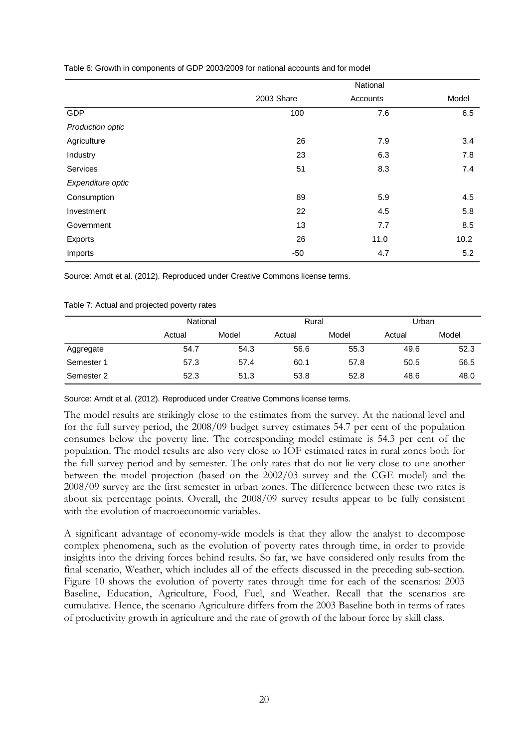Table 6: Growth in components of GDP 2003/2009 for national accounts and for model

| | 2003 Share | National Accounts | Model |
|---|---|---|---|
| GDP | 100 | 7.6 | 6.5 |
| *Production optic* | | | |
| Agriculture | 26 | 7.9 | 3.4 |
| Industry | 23 | 6.3 | 7.8 |
| Services | 51 | 8.3 | 7.4 |
| *Expenditure optic* | | | |
| Consumption | 89 | 5.9 | 4.5 |
| Investment | 22 | 4.5 | 5.8 |
| Government | 13 | 7.7 | 8.5 |
| Exports | 26 | 11.0 | 10.2 |
| Imports | -50 | 4.7 | 5.2 |

Source: Arndt et al. (2012). Reproduced under Creative Commons license terms.

Table 7: Actual and projected poverty rates

| | National | | Rural | | Urban | |
|---|---|---|---|---|---|---|
| | Actual | Model | Actual | Model | Actual | Model |
| Aggregate | 54.7 | 54.3 | 56.6 | 55.3 | 49.6 | 52.3 |
| Semester 1 | 57.3 | 57.4 | 60.1 | 57.8 | 50.5 | 56.5 |
| Semester 2 | 52.3 | 51.3 | 53.8 | 52.8 | 48.6 | 48.0 |

Source: Arndt et al. (2012). Reproduced under Creative Commons license terms.

The model results are strikingly close to the estimates from the survey. At the national level and for the full survey period, the 2008/09 budget survey estimates 54.7 per cent of the population consumes below the poverty line. The corresponding model estimate is 54.3 per cent of the population. The model results are also very close to IOF estimated rates in rural zones both for the full survey period and by semester. The only rates that do not lie very close to one another between the model projection (based on the 2002/03 survey and the CGE model) and the 2008/09 survey are the first semester in urban zones. The difference between these two rates is about six percentage points. Overall, the 2008/09 survey results appear to be fully consistent with the evolution of macroeconomic variables.

A significant advantage of economy-wide models is that they allow the analyst to decompose complex phenomena, such as the evolution of poverty rates through time, in order to provide insights into the driving forces behind results. So far, we have considered only results from the final scenario, Weather, which includes all of the effects discussed in the preceding sub-section. Figure 10 shows the evolution of poverty rates through time for each of the scenarios: 2003 Baseline, Education, Agriculture, Food, Fuel, and Weather. Recall that the scenarios are cumulative. Hence, the scenario Agriculture differs from the 2003 Baseline both in terms of rates of productivity growth in agriculture and the rate of growth of the labour force by skill class.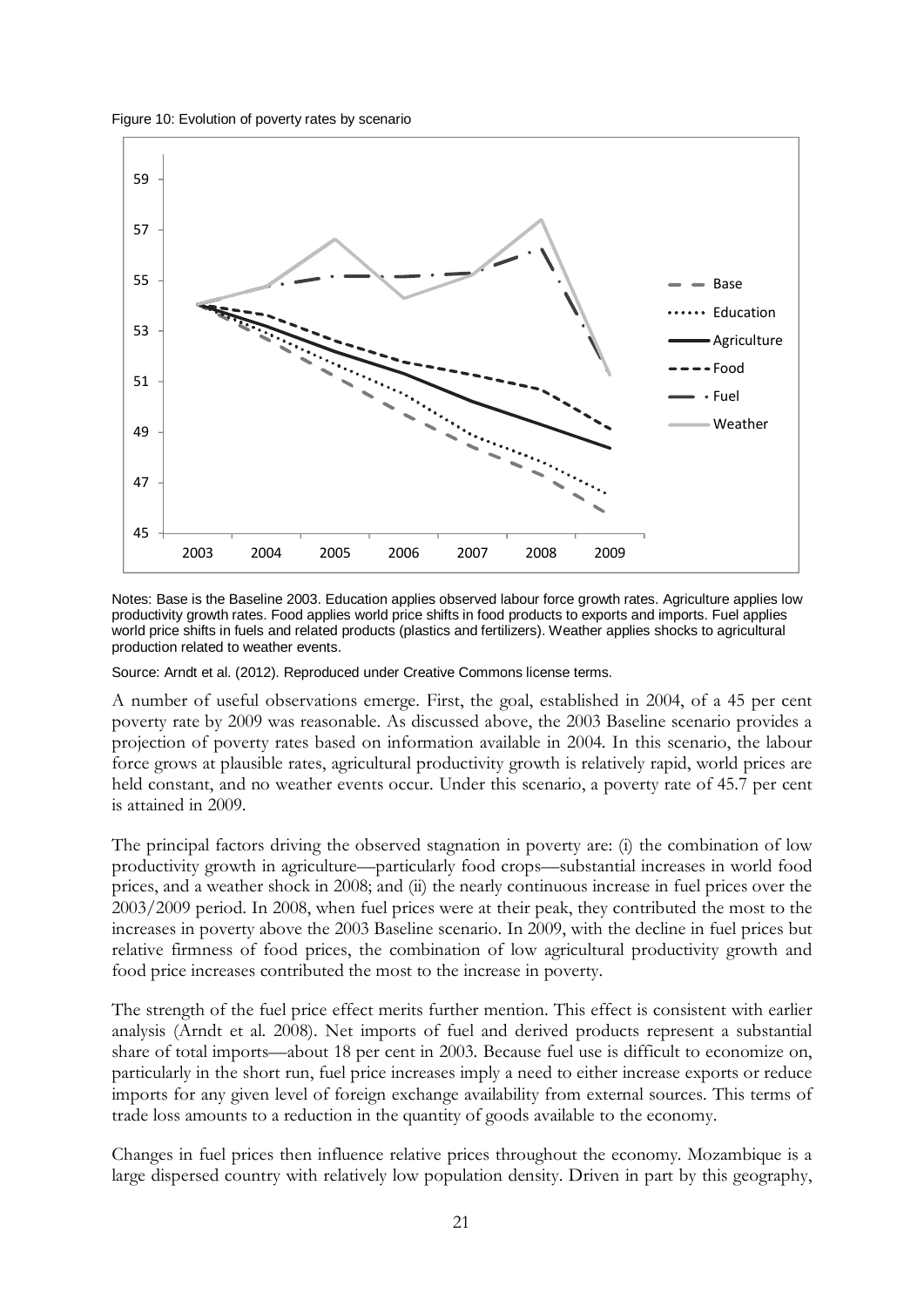Figure 10: Evolution of poverty rates by scenario

Notes: Base is the Baseline 2003. Education applies observed labour force growth rates. Agriculture applies low productivity growth rates. Food applies world price shifts in food products to exports and imports. Fuel applies world price shifts in fuels and related products (plastics and fertilizers). Weather applies shocks to agricultural production related to weather events.

Source: Arndt et al. (2012). Reproduced under Creative Commons license terms.

A number of useful observations emerge. First, the goal, established in 2004, of a 45 per cent poverty rate by 2009 was reasonable. As discussed above, the 2003 Baseline scenario provides a projection of poverty rates based on information available in 2004. In this scenario, the labour force grows at plausible rates, agricultural productivity growth is relatively rapid, world prices are held constant, and no weather events occur. Under this scenario, a poverty rate of 45.7 per cent is attained in 2009.

The principal factors driving the observed stagnation in poverty are: (i) the combination of low productivity growth in agriculture—particularly food crops—substantial increases in world food prices, and a weather shock in 2008; and (ii) the nearly continuous increase in fuel prices over the 2003/2009 period. In 2008, when fuel prices were at their peak, they contributed the most to the increases in poverty above the 2003 Baseline scenario. In 2009, with the decline in fuel prices but relative firmness of food prices, the combination of low agricultural productivity growth and food price increases contributed the most to the increase in poverty.

The strength of the fuel price effect merits further mention. This effect is consistent with earlier analysis (Arndt et al. 2008). Net imports of fuel and derived products represent a substantial share of total imports—about 18 per cent in 2003. Because fuel use is difficult to economize on, particularly in the short run, fuel price increases imply a need to either increase exports or reduce imports for any given level of foreign exchange availability from external sources. This terms of trade loss amounts to a reduction in the quantity of goods available to the economy.

Changes in fuel prices then influence relative prices throughout the economy. Mozambique is a large dispersed country with relatively low population density. Driven in part by this geography,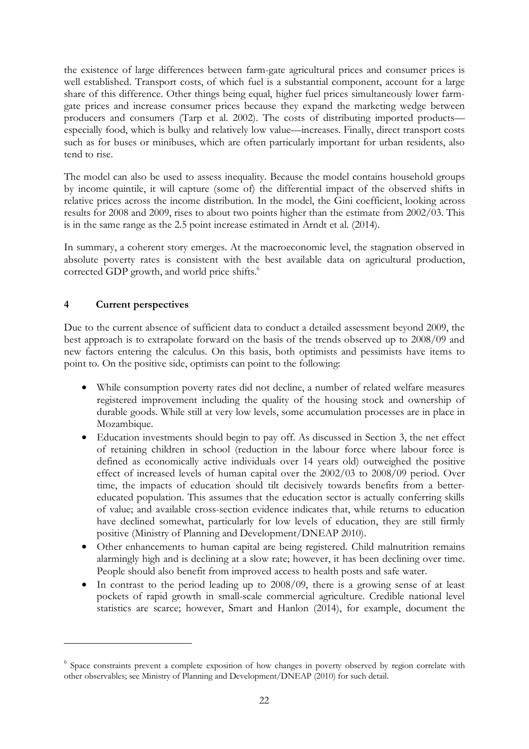the existence of large differences between farm-gate agricultural prices and consumer prices is well established. Transport costs, of which fuel is a substantial component, account for a large share of this difference. Other things being equal, higher fuel prices simultaneously lower farm-gate prices and increase consumer prices because they expand the marketing wedge between producers and consumers (Tarp et al. 2002). The costs of distributing imported products—especially food, which is bulky and relatively low value—increases. Finally, direct transport costs such as for buses or minibuses, which are often particularly important for urban residents, also tend to rise.

The model can also be used to assess inequality. Because the model contains household groups by income quintile, it will capture (some of) the differential impact of the observed shifts in relative prices across the income distribution. In the model, the Gini coefficient, looking across results for 2008 and 2009, rises to about two points higher than the estimate from 2002/03. This is in the same range as the 2.5 point increase estimated in Arndt et al. (2014).

In summary, a coherent story emerges. At the macroeconomic level, the stagnation observed in absolute poverty rates is consistent with the best available data on agricultural production, corrected GDP growth, and world price shifts.[6]

## 4 Current perspectives

Due to the current absence of sufficient data to conduct a detailed assessment beyond 2009, the best approach is to extrapolate forward on the basis of the trends observed up to 2008/09 and new factors entering the calculus. On this basis, both optimists and pessimists have items to point to. On the positive side, optimists can point to the following:

- While consumption poverty rates did not decline, a number of related welfare measures registered improvement including the quality of the housing stock and ownership of durable goods. While still at very low levels, some accumulation processes are in place in Mozambique.
- Education investments should begin to pay off. As discussed in Section 3, the net effect of retaining children in school (reduction in the labour force where labour force is defined as economically active individuals over 14 years old) outweighed the positive effect of increased levels of human capital over the 2002/03 to 2008/09 period. Over time, the impacts of education should tilt decisively towards benefits from a better-educated population. This assumes that the education sector is actually conferring skills of value; and available cross-section evidence indicates that, while returns to education have declined somewhat, particularly for low levels of education, they are still firmly positive (Ministry of Planning and Development/DNEAP 2010).
- Other enhancements to human capital are being registered. Child malnutrition remains alarmingly high and is declining at a slow rate; however, it has been declining over time. People should also benefit from improved access to health posts and safe water.
- In contrast to the period leading up to 2008/09, there is a growing sense of at least pockets of rapid growth in small-scale commercial agriculture. Credible national level statistics are scarce; however, Smart and Hanlon (2014), for example, document the

---

[6] Space constraints prevent a complete exposition of how changes in poverty observed by region correlate with other observables; see Ministry of Planning and Development/DNEAP (2010) for such detail.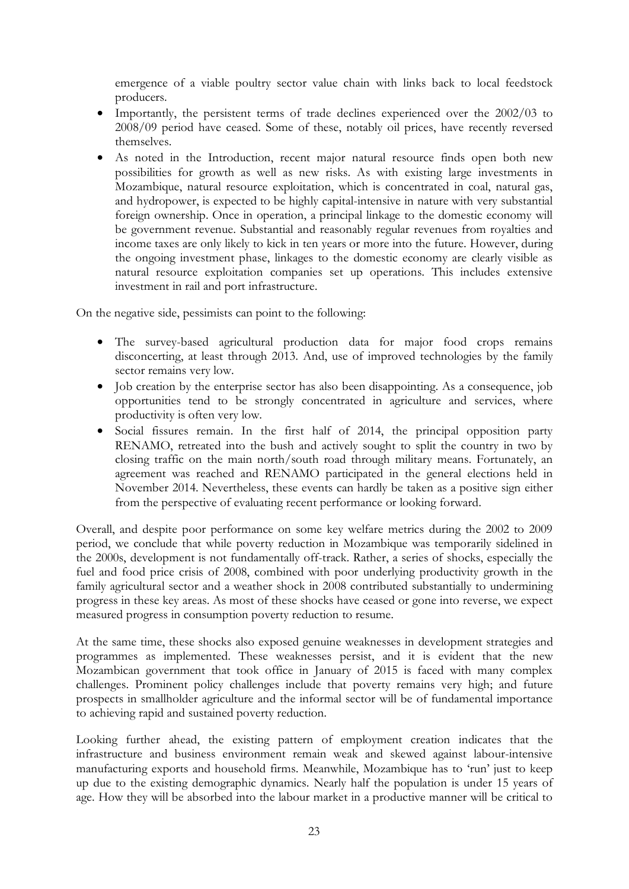emergence of a viable poultry sector value chain with links back to local feedstock producers.

- Importantly, the persistent terms of trade declines experienced over the 2002/03 to 2008/09 period have ceased. Some of these, notably oil prices, have recently reversed themselves.
- As noted in the Introduction, recent major natural resource finds open both new possibilities for growth as well as new risks. As with existing large investments in Mozambique, natural resource exploitation, which is concentrated in coal, natural gas, and hydropower, is expected to be highly capital-intensive in nature with very substantial foreign ownership. Once in operation, a principal linkage to the domestic economy will be government revenue. Substantial and reasonably regular revenues from royalties and income taxes are only likely to kick in ten years or more into the future. However, during the ongoing investment phase, linkages to the domestic economy are clearly visible as natural resource exploitation companies set up operations. This includes extensive investment in rail and port infrastructure.

On the negative side, pessimists can point to the following:

- The survey-based agricultural production data for major food crops remains disconcerting, at least through 2013. And, use of improved technologies by the family sector remains very low.
- Job creation by the enterprise sector has also been disappointing. As a consequence, job opportunities tend to be strongly concentrated in agriculture and services, where productivity is often very low.
- Social fissures remain. In the first half of 2014, the principal opposition party RENAMO, retreated into the bush and actively sought to split the country in two by closing traffic on the main north/south road through military means. Fortunately, an agreement was reached and RENAMO participated in the general elections held in November 2014. Nevertheless, these events can hardly be taken as a positive sign either from the perspective of evaluating recent performance or looking forward.

Overall, and despite poor performance on some key welfare metrics during the 2002 to 2009 period, we conclude that while poverty reduction in Mozambique was temporarily sidelined in the 2000s, development is not fundamentally off-track. Rather, a series of shocks, especially the fuel and food price crisis of 2008, combined with poor underlying productivity growth in the family agricultural sector and a weather shock in 2008 contributed substantially to undermining progress in these key areas. As most of these shocks have ceased or gone into reverse, we expect measured progress in consumption poverty reduction to resume.

At the same time, these shocks also exposed genuine weaknesses in development strategies and programmes as implemented. These weaknesses persist, and it is evident that the new Mozambican government that took office in January of 2015 is faced with many complex challenges. Prominent policy challenges include that poverty remains very high; and future prospects in smallholder agriculture and the informal sector will be of fundamental importance to achieving rapid and sustained poverty reduction.

Looking further ahead, the existing pattern of employment creation indicates that the infrastructure and business environment remain weak and skewed against labour-intensive manufacturing exports and household firms. Meanwhile, Mozambique has to 'run' just to keep up due to the existing demographic dynamics. Nearly half the population is under 15 years of age. How they will be absorbed into the labour market in a productive manner will be critical to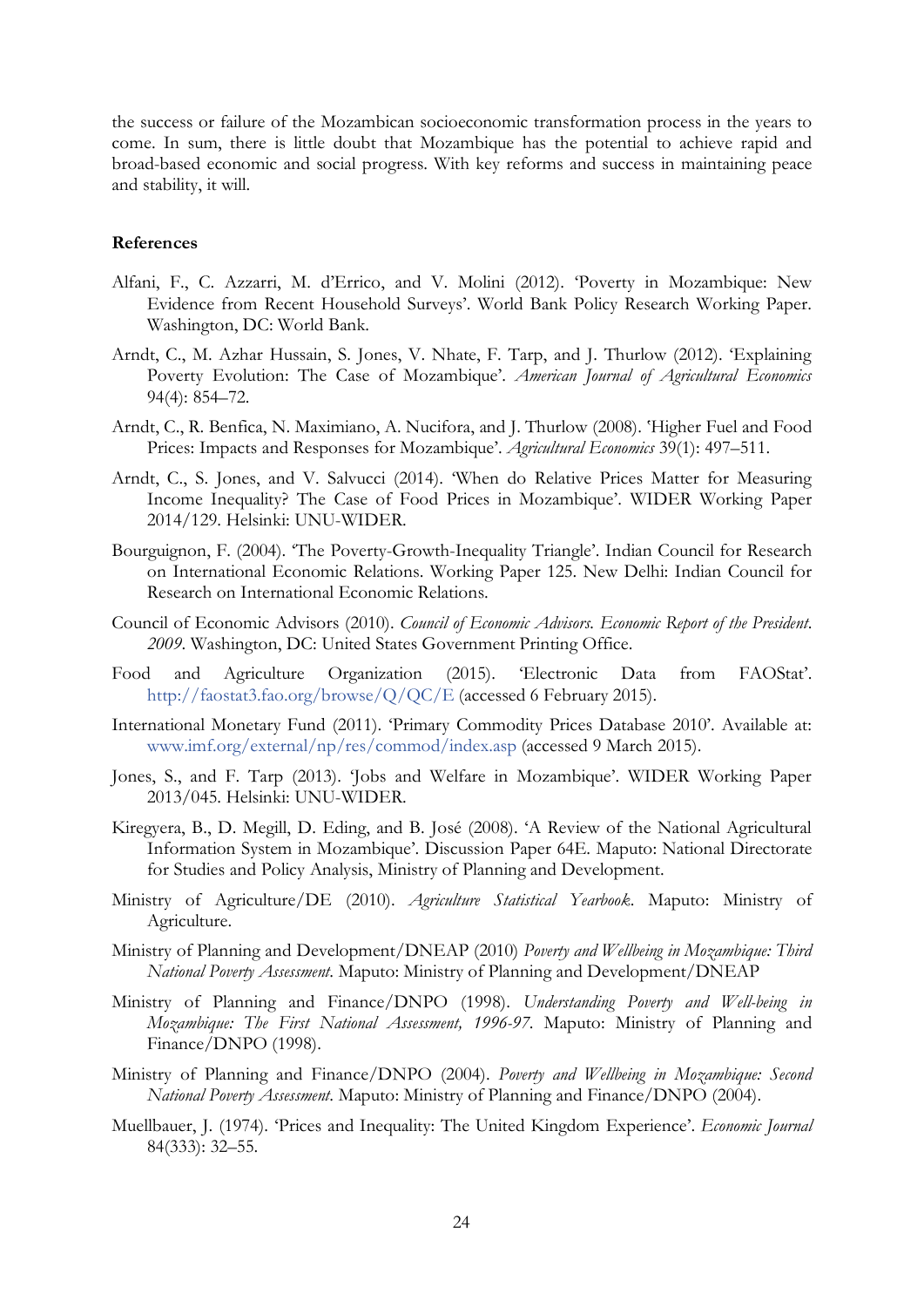the success or failure of the Mozambican socioeconomic transformation process in the years to come. In sum, there is little doubt that Mozambique has the potential to achieve rapid and broad-based economic and social progress. With key reforms and success in maintaining peace and stability, it will.

**References**

Alfani, F., C. Azzarri, M. d'Errico, and V. Molini (2012). 'Poverty in Mozambique: New Evidence from Recent Household Surveys'. World Bank Policy Research Working Paper. Washington, DC: World Bank.

Arndt, C., M. Azhar Hussain, S. Jones, V. Nhate, F. Tarp, and J. Thurlow (2012). 'Explaining Poverty Evolution: The Case of Mozambique'. *American Journal of Agricultural Economics* 94(4): 854–72.

Arndt, C., R. Benfica, N. Maximiano, A. Nucifora, and J. Thurlow (2008). 'Higher Fuel and Food Prices: Impacts and Responses for Mozambique'. *Agricultural Economics* 39(1): 497–511.

Arndt, C., S. Jones, and V. Salvucci (2014). 'When do Relative Prices Matter for Measuring Income Inequality? The Case of Food Prices in Mozambique'. WIDER Working Paper 2014/129. Helsinki: UNU-WIDER.

Bourguignon, F. (2004). 'The Poverty-Growth-Inequality Triangle'. Indian Council for Research on International Economic Relations. Working Paper 125. New Delhi: Indian Council for Research on International Economic Relations.

Council of Economic Advisors (2010). *Council of Economic Advisors. Economic Report of the President. 2009*. Washington, DC: United States Government Printing Office.

Food and Agriculture Organization (2015). 'Electronic Data from FAOStat'. http://faostat3.fao.org/browse/Q/QC/E (accessed 6 February 2015).

International Monetary Fund (2011). 'Primary Commodity Prices Database 2010'. Available at: www.imf.org/external/np/res/commod/index.asp (accessed 9 March 2015).

Jones, S., and F. Tarp (2013). 'Jobs and Welfare in Mozambique'. WIDER Working Paper 2013/045. Helsinki: UNU-WIDER.

Kiregyera, B., D. Megill, D. Eding, and B. José (2008). 'A Review of the National Agricultural Information System in Mozambique'. Discussion Paper 64E. Maputo: National Directorate for Studies and Policy Analysis, Ministry of Planning and Development.

Ministry of Agriculture/DE (2010). *Agriculture Statistical Yearbook*. Maputo: Ministry of Agriculture.

Ministry of Planning and Development/DNEAP (2010) *Poverty and Wellbeing in Mozambique: Third National Poverty Assessment*. Maputo: Ministry of Planning and Development/DNEAP

Ministry of Planning and Finance/DNPO (1998). *Understanding Poverty and Well-being in Mozambique: The First National Assessment, 1996-97*. Maputo: Ministry of Planning and Finance/DNPO (1998).

Ministry of Planning and Finance/DNPO (2004). *Poverty and Wellbeing in Mozambique: Second National Poverty Assessment*. Maputo: Ministry of Planning and Finance/DNPO (2004).

Muellbauer, J. (1974). 'Prices and Inequality: The United Kingdom Experience'. *Economic Journal* 84(333): 32–55.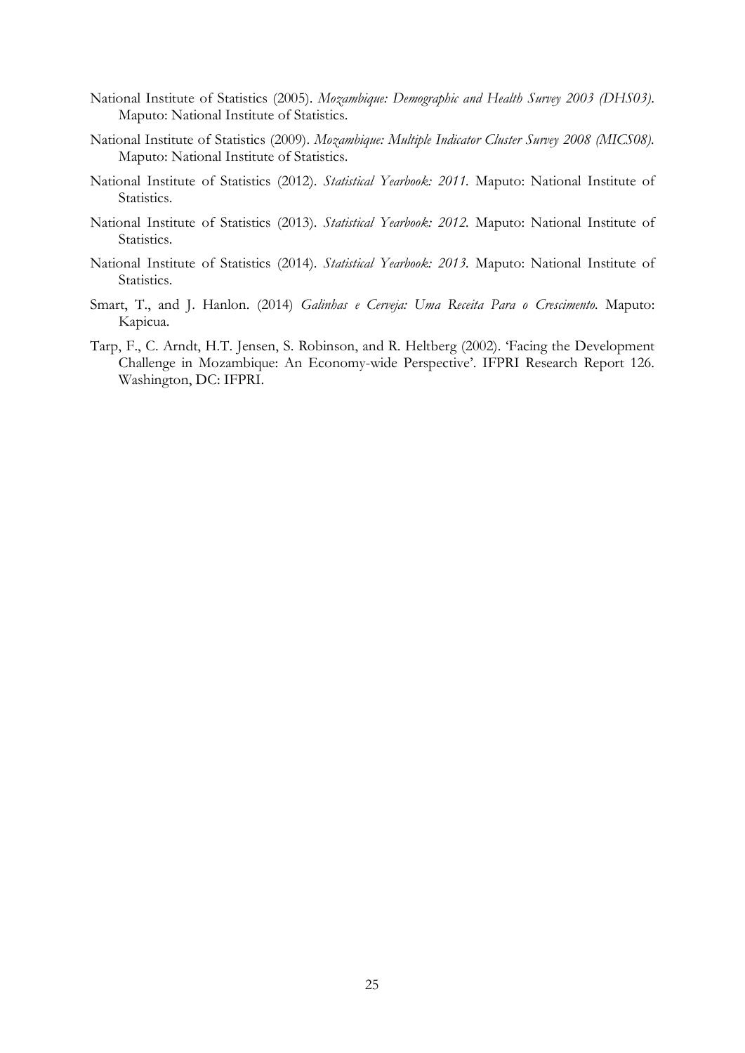National Institute of Statistics (2005). *Mozambique: Demographic and Health Survey 2003 (DHS03).* Maputo: National Institute of Statistics.

National Institute of Statistics (2009). *Mozambique: Multiple Indicator Cluster Survey 2008 (MICS08).* Maputo: National Institute of Statistics.

National Institute of Statistics (2012). *Statistical Yearbook: 2011.* Maputo: National Institute of Statistics.

National Institute of Statistics (2013). *Statistical Yearbook: 2012.* Maputo: National Institute of Statistics.

National Institute of Statistics (2014). *Statistical Yearbook: 2013.* Maputo: National Institute of Statistics.

Smart, T., and J. Hanlon. (2014) *Galinhas e Cerveja: Uma Receita Para o Crescimento.* Maputo: Kapicua.

Tarp, F., C. Arndt, H.T. Jensen, S. Robinson, and R. Heltberg (2002). 'Facing the Development Challenge in Mozambique: An Economy-wide Perspective'. IFPRI Research Report 126. Washington, DC: IFPRI.